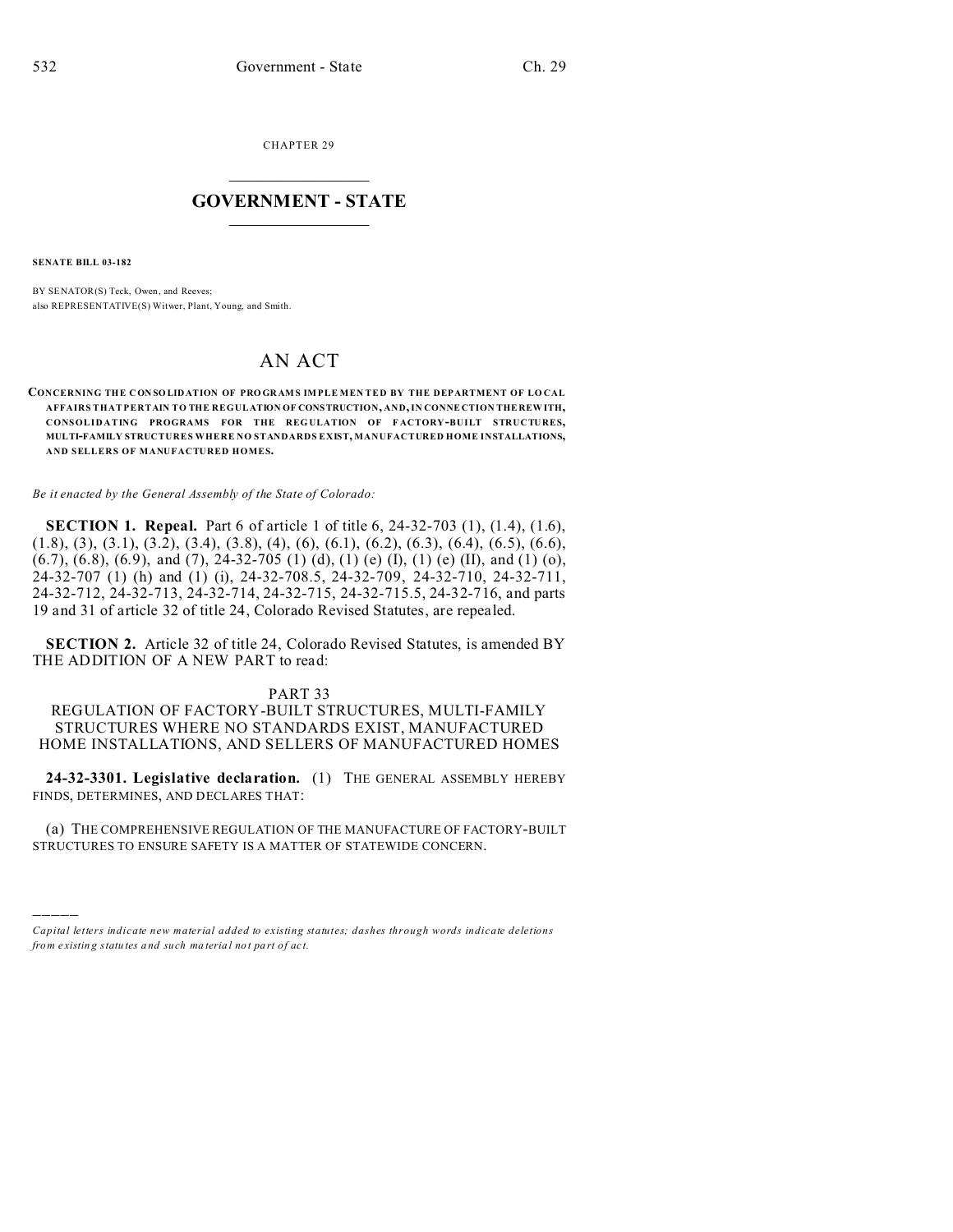CHAPTER 29

# GOVERNMENT - STATE

**SENATE BILL 03-182**

BY SENATOR(S) Teck, Owen, and Reeves;
also REPRESENTATIVE(S) Witwer, Plant, Young, and Smith.

# AN ACT

**CONCERNING THE CONSOLIDATION OF PROGRAMS IMPLEMENTED BY THE DEPARTMENT OF LOCAL AFFAIRS THAT PERTAIN TO THE REGULATION OF CONSTRUCTION, AND, IN CONNECTION THEREWITH, CONSOLIDATING PROGRAMS FOR THE REGULATION OF FACTORY-BUILT STRUCTURES, MULTI-FAMILY STRUCTURES WHERE NO STANDARDS EXIST, MANUFACTURED HOME INSTALLATIONS, AND SELLERS OF MANUFACTURED HOMES.**

*Be it enacted by the General Assembly of the State of Colorado:*

**SECTION 1. Repeal.** Part 6 of article 1 of title 6, 24-32-703 (1), (1.4), (1.6), (1.8), (3), (3.1), (3.2), (3.4), (3.8), (4), (6), (6.1), (6.2), (6.3), (6.4), (6.5), (6.6), (6.7), (6.8), (6.9), and (7), 24-32-705 (1) (d), (1) (e) (I), (1) (e) (II), and (1) (o), 24-32-707 (1) (h) and (1) (i), 24-32-708.5, 24-32-709, 24-32-710, 24-32-711, 24-32-712, 24-32-713, 24-32-714, 24-32-715, 24-32-715.5, 24-32-716, and parts 19 and 31 of article 32 of title 24, Colorado Revised Statutes, are repealed.

**SECTION 2.** Article 32 of title 24, Colorado Revised Statutes, is amended BY THE ADDITION OF A NEW PART to read:

PART 33
REGULATION OF FACTORY-BUILT STRUCTURES, MULTI-FAMILY STRUCTURES WHERE NO STANDARDS EXIST, MANUFACTURED HOME INSTALLATIONS, AND SELLERS OF MANUFACTURED HOMES

**24-32-3301. Legislative declaration.** (1) THE GENERAL ASSEMBLY HEREBY FINDS, DETERMINES, AND DECLARES THAT:

(a) THE COMPREHENSIVE REGULATION OF THE MANUFACTURE OF FACTORY-BUILT STRUCTURES TO ENSURE SAFETY IS A MATTER OF STATEWIDE CONCERN.

*Capital letters indicate new material added to existing statutes; dashes through words indicate deletions from existing statutes and such material not part of act.*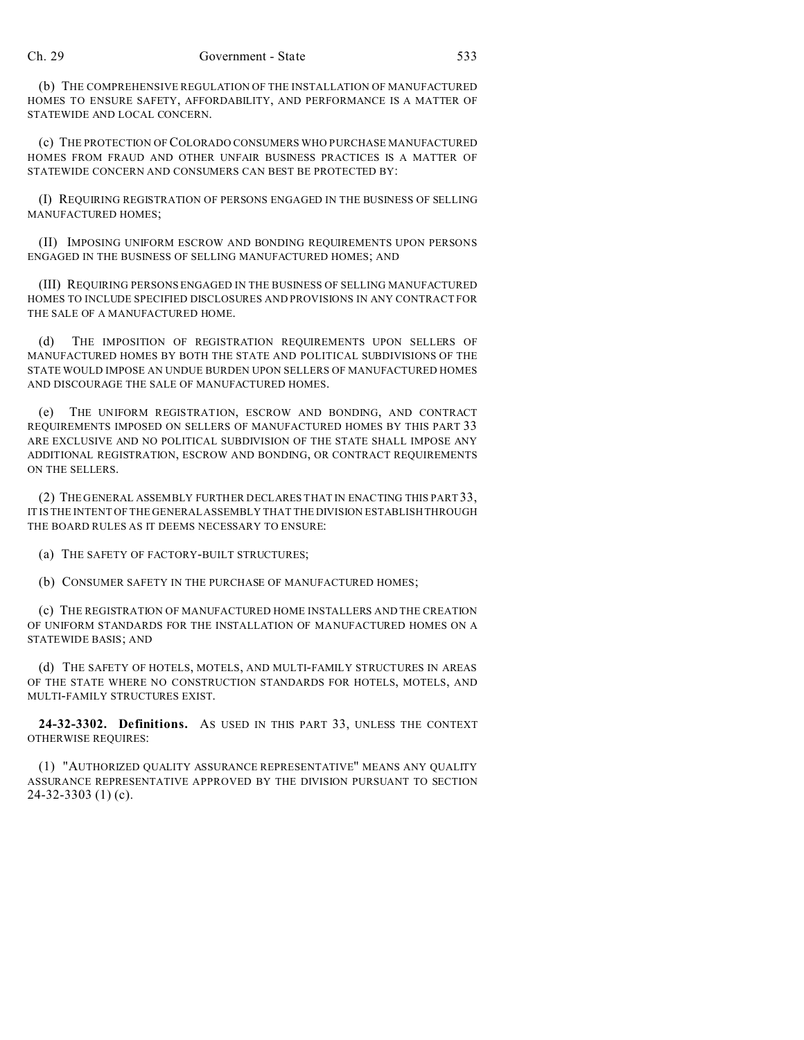(b) THE COMPREHENSIVE REGULATION OF THE INSTALLATION OF MANUFACTURED HOMES TO ENSURE SAFETY, AFFORDABILITY, AND PERFORMANCE IS A MATTER OF STATEWIDE AND LOCAL CONCERN.

(c) THE PROTECTION OF COLORADO CONSUMERS WHO PURCHASE MANUFACTURED HOMES FROM FRAUD AND OTHER UNFAIR BUSINESS PRACTICES IS A MATTER OF STATEWIDE CONCERN AND CONSUMERS CAN BEST BE PROTECTED BY:

(I) REQUIRING REGISTRATION OF PERSONS ENGAGED IN THE BUSINESS OF SELLING MANUFACTURED HOMES;

(II) IMPOSING UNIFORM ESCROW AND BONDING REQUIREMENTS UPON PERSONS ENGAGED IN THE BUSINESS OF SELLING MANUFACTURED HOMES; AND

(III) REQUIRING PERSONS ENGAGED IN THE BUSINESS OF SELLING MANUFACTURED HOMES TO INCLUDE SPECIFIED DISCLOSURES AND PROVISIONS IN ANY CONTRACT FOR THE SALE OF A MANUFACTURED HOME.

(d) THE IMPOSITION OF REGISTRATION REQUIREMENTS UPON SELLERS OF MANUFACTURED HOMES BY BOTH THE STATE AND POLITICAL SUBDIVISIONS OF THE STATE WOULD IMPOSE AN UNDUE BURDEN UPON SELLERS OF MANUFACTURED HOMES AND DISCOURAGE THE SALE OF MANUFACTURED HOMES.

(e) THE UNIFORM REGISTRATION, ESCROW AND BONDING, AND CONTRACT REQUIREMENTS IMPOSED ON SELLERS OF MANUFACTURED HOMES BY THIS PART 33 ARE EXCLUSIVE AND NO POLITICAL SUBDIVISION OF THE STATE SHALL IMPOSE ANY ADDITIONAL REGISTRATION, ESCROW AND BONDING, OR CONTRACT REQUIREMENTS ON THE SELLERS.

(2) THE GENERAL ASSEMBLY FURTHER DECLARES THAT IN ENACTING THIS PART 33, IT IS THE INTENT OF THE GENERAL ASSEMBLY THAT THE DIVISION ESTABLISH THROUGH THE BOARD RULES AS IT DEEMS NECESSARY TO ENSURE:

(a) THE SAFETY OF FACTORY-BUILT STRUCTURES;

(b) CONSUMER SAFETY IN THE PURCHASE OF MANUFACTURED HOMES;

(c) THE REGISTRATION OF MANUFACTURED HOME INSTALLERS AND THE CREATION OF UNIFORM STANDARDS FOR THE INSTALLATION OF MANUFACTURED HOMES ON A STATEWIDE BASIS; AND

(d) THE SAFETY OF HOTELS, MOTELS, AND MULTI-FAMILY STRUCTURES IN AREAS OF THE STATE WHERE NO CONSTRUCTION STANDARDS FOR HOTELS, MOTELS, AND MULTI-FAMILY STRUCTURES EXIST.

**24-32-3302. Definitions.** AS USED IN THIS PART 33, UNLESS THE CONTEXT OTHERWISE REQUIRES:

(1) "AUTHORIZED QUALITY ASSURANCE REPRESENTATIVE" MEANS ANY QUALITY ASSURANCE REPRESENTATIVE APPROVED BY THE DIVISION PURSUANT TO SECTION 24-32-3303 (1) (c).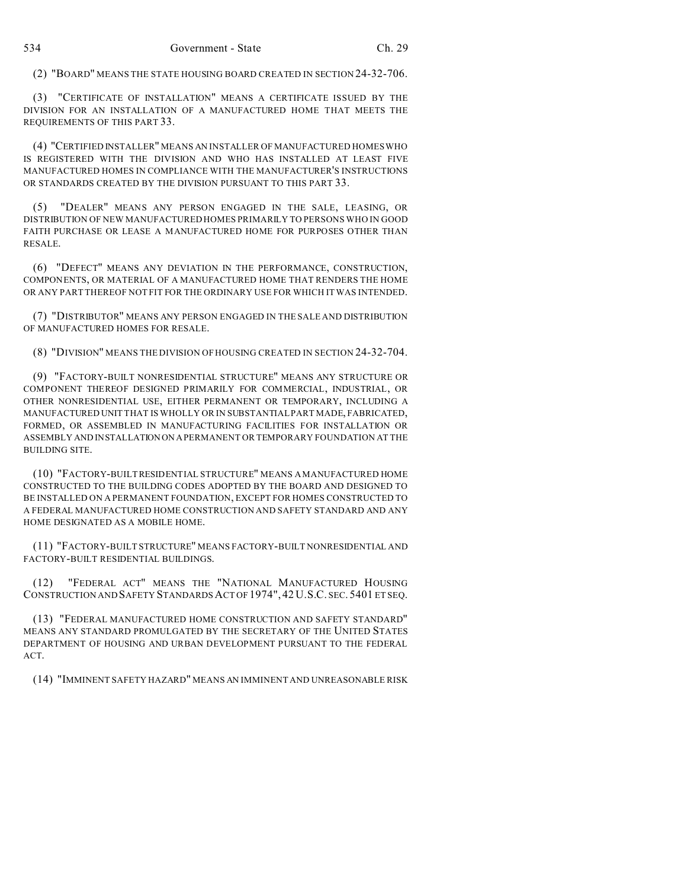(2) "BOARD" MEANS THE STATE HOUSING BOARD CREATED IN SECTION 24-32-706.

(3) "CERTIFICATE OF INSTALLATION" MEANS A CERTIFICATE ISSUED BY THE DIVISION FOR AN INSTALLATION OF A MANUFACTURED HOME THAT MEETS THE REQUIREMENTS OF THIS PART 33.

(4) "CERTIFIED INSTALLER" MEANS AN INSTALLER OF MANUFACTURED HOMES WHO IS REGISTERED WITH THE DIVISION AND WHO HAS INSTALLED AT LEAST FIVE MANUFACTURED HOMES IN COMPLIANCE WITH THE MANUFACTURER'S INSTRUCTIONS OR STANDARDS CREATED BY THE DIVISION PURSUANT TO THIS PART 33.

(5) "DEALER" MEANS ANY PERSON ENGAGED IN THE SALE, LEASING, OR DISTRIBUTION OF NEW MANUFACTURED HOMES PRIMARILY TO PERSONS WHO IN GOOD FAITH PURCHASE OR LEASE A MANUFACTURED HOME FOR PURPOSES OTHER THAN RESALE.

(6) "DEFECT" MEANS ANY DEVIATION IN THE PERFORMANCE, CONSTRUCTION, COMPONENTS, OR MATERIAL OF A MANUFACTURED HOME THAT RENDERS THE HOME OR ANY PART THEREOF NOT FIT FOR THE ORDINARY USE FOR WHICH IT WAS INTENDED.

(7) "DISTRIBUTOR" MEANS ANY PERSON ENGAGED IN THE SALE AND DISTRIBUTION OF MANUFACTURED HOMES FOR RESALE.

(8) "DIVISION" MEANS THE DIVISION OF HOUSING CREATED IN SECTION 24-32-704.

(9) "FACTORY-BUILT NONRESIDENTIAL STRUCTURE" MEANS ANY STRUCTURE OR COMPONENT THEREOF DESIGNED PRIMARILY FOR COMMERCIAL, INDUSTRIAL, OR OTHER NONRESIDENTIAL USE, EITHER PERMANENT OR TEMPORARY, INCLUDING A MANUFACTURED UNIT THAT IS WHOLLY OR IN SUBSTANTIAL PART MADE, FABRICATED, FORMED, OR ASSEMBLED IN MANUFACTURING FACILITIES FOR INSTALLATION OR ASSEMBLY AND INSTALLATION ON A PERMANENT OR TEMPORARY FOUNDATION AT THE BUILDING SITE.

(10) "FACTORY-BUILT RESIDENTIAL STRUCTURE" MEANS A MANUFACTURED HOME CONSTRUCTED TO THE BUILDING CODES ADOPTED BY THE BOARD AND DESIGNED TO BE INSTALLED ON A PERMANENT FOUNDATION, EXCEPT FOR HOMES CONSTRUCTED TO A FEDERAL MANUFACTURED HOME CONSTRUCTION AND SAFETY STANDARD AND ANY HOME DESIGNATED AS A MOBILE HOME.

(11) "FACTORY-BUILT STRUCTURE" MEANS FACTORY-BUILT NONRESIDENTIAL AND FACTORY-BUILT RESIDENTIAL BUILDINGS.

(12) "FEDERAL ACT" MEANS THE "NATIONAL MANUFACTURED HOUSING CONSTRUCTION AND SAFETY STANDARDS ACT OF 1974", 42 U.S.C. SEC. 5401 ET SEQ.

(13) "FEDERAL MANUFACTURED HOME CONSTRUCTION AND SAFETY STANDARD" MEANS ANY STANDARD PROMULGATED BY THE SECRETARY OF THE UNITED STATES DEPARTMENT OF HOUSING AND URBAN DEVELOPMENT PURSUANT TO THE FEDERAL ACT.

(14) "IMMINENT SAFETY HAZARD" MEANS AN IMMINENT AND UNREASONABLE RISK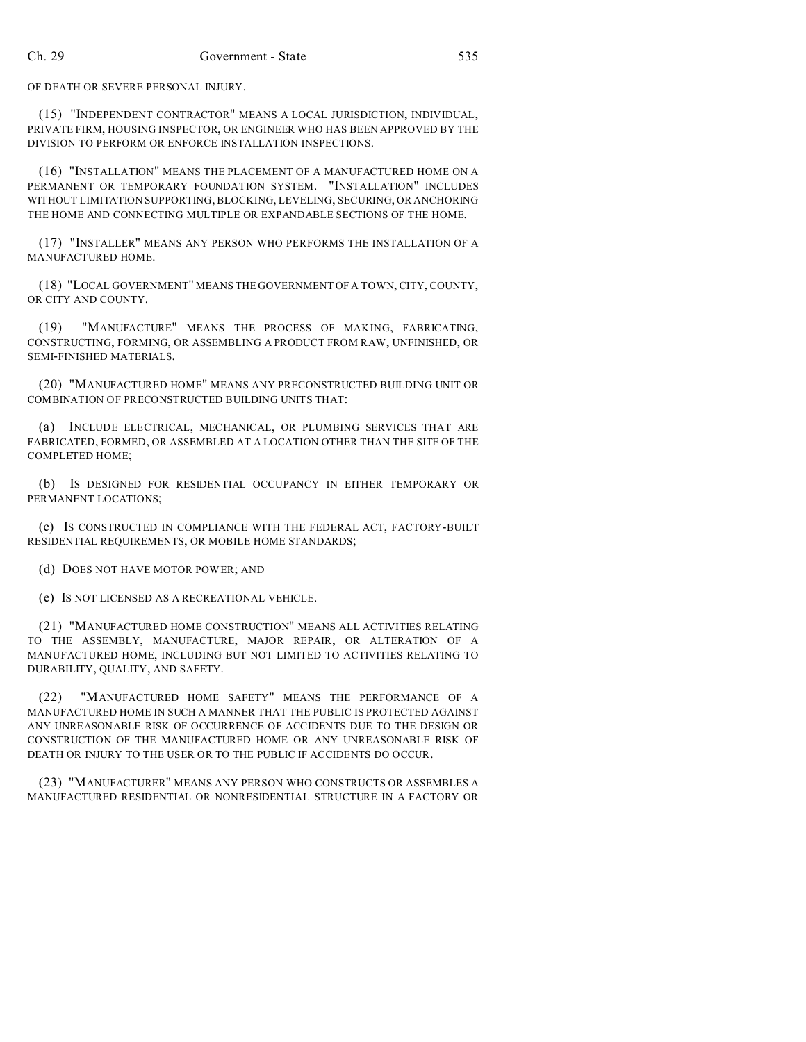OF DEATH OR SEVERE PERSONAL INJURY.

(15) "INDEPENDENT CONTRACTOR" MEANS A LOCAL JURISDICTION, INDIVIDUAL, PRIVATE FIRM, HOUSING INSPECTOR, OR ENGINEER WHO HAS BEEN APPROVED BY THE DIVISION TO PERFORM OR ENFORCE INSTALLATION INSPECTIONS.

(16) "INSTALLATION" MEANS THE PLACEMENT OF A MANUFACTURED HOME ON A PERMANENT OR TEMPORARY FOUNDATION SYSTEM. "INSTALLATION" INCLUDES WITHOUT LIMITATION SUPPORTING, BLOCKING, LEVELING, SECURING, OR ANCHORING THE HOME AND CONNECTING MULTIPLE OR EXPANDABLE SECTIONS OF THE HOME.

(17) "INSTALLER" MEANS ANY PERSON WHO PERFORMS THE INSTALLATION OF A MANUFACTURED HOME.

(18) "LOCAL GOVERNMENT" MEANS THE GOVERNMENT OF A TOWN, CITY, COUNTY, OR CITY AND COUNTY.

(19) "MANUFACTURE" MEANS THE PROCESS OF MAKING, FABRICATING, CONSTRUCTING, FORMING, OR ASSEMBLING A PRODUCT FROM RAW, UNFINISHED, OR SEMI-FINISHED MATERIALS.

(20) "MANUFACTURED HOME" MEANS ANY PRECONSTRUCTED BUILDING UNIT OR COMBINATION OF PRECONSTRUCTED BUILDING UNITS THAT:

(a) INCLUDE ELECTRICAL, MECHANICAL, OR PLUMBING SERVICES THAT ARE FABRICATED, FORMED, OR ASSEMBLED AT A LOCATION OTHER THAN THE SITE OF THE COMPLETED HOME;

(b) IS DESIGNED FOR RESIDENTIAL OCCUPANCY IN EITHER TEMPORARY OR PERMANENT LOCATIONS;

(c) IS CONSTRUCTED IN COMPLIANCE WITH THE FEDERAL ACT, FACTORY-BUILT RESIDENTIAL REQUIREMENTS, OR MOBILE HOME STANDARDS;

(d) DOES NOT HAVE MOTOR POWER; AND

(e) IS NOT LICENSED AS A RECREATIONAL VEHICLE.

(21) "MANUFACTURED HOME CONSTRUCTION" MEANS ALL ACTIVITIES RELATING TO THE ASSEMBLY, MANUFACTURE, MAJOR REPAIR, OR ALTERATION OF A MANUFACTURED HOME, INCLUDING BUT NOT LIMITED TO ACTIVITIES RELATING TO DURABILITY, QUALITY, AND SAFETY.

(22) "MANUFACTURED HOME SAFETY" MEANS THE PERFORMANCE OF A MANUFACTURED HOME IN SUCH A MANNER THAT THE PUBLIC IS PROTECTED AGAINST ANY UNREASONABLE RISK OF OCCURRENCE OF ACCIDENTS DUE TO THE DESIGN OR CONSTRUCTION OF THE MANUFACTURED HOME OR ANY UNREASONABLE RISK OF DEATH OR INJURY TO THE USER OR TO THE PUBLIC IF ACCIDENTS DO OCCUR.

(23) "MANUFACTURER" MEANS ANY PERSON WHO CONSTRUCTS OR ASSEMBLES A MANUFACTURED RESIDENTIAL OR NONRESIDENTIAL STRUCTURE IN A FACTORY OR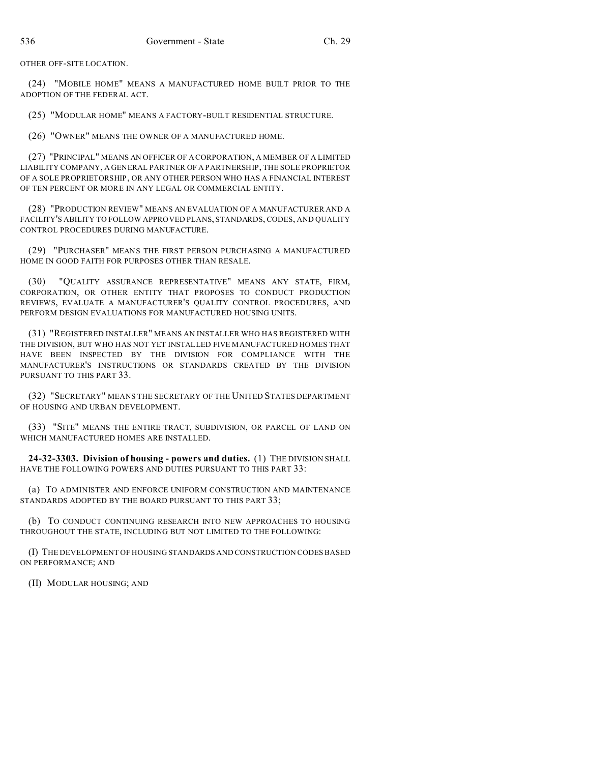OTHER OFF-SITE LOCATION.

(24) "MOBILE HOME" MEANS A MANUFACTURED HOME BUILT PRIOR TO THE ADOPTION OF THE FEDERAL ACT.

(25) "MODULAR HOME" MEANS A FACTORY-BUILT RESIDENTIAL STRUCTURE.

(26) "OWNER" MEANS THE OWNER OF A MANUFACTURED HOME.

(27) "PRINCIPAL" MEANS AN OFFICER OF A CORPORATION, A MEMBER OF A LIMITED LIABILITY COMPANY, A GENERAL PARTNER OF A PARTNERSHIP, THE SOLE PROPRIETOR OF A SOLE PROPRIETORSHIP, OR ANY OTHER PERSON WHO HAS A FINANCIAL INTEREST OF TEN PERCENT OR MORE IN ANY LEGAL OR COMMERCIAL ENTITY.

(28) "PRODUCTION REVIEW" MEANS AN EVALUATION OF A MANUFACTURER AND A FACILITY'S ABILITY TO FOLLOW APPROVED PLANS, STANDARDS, CODES, AND QUALITY CONTROL PROCEDURES DURING MANUFACTURE.

(29) "PURCHASER" MEANS THE FIRST PERSON PURCHASING A MANUFACTURED HOME IN GOOD FAITH FOR PURPOSES OTHER THAN RESALE.

(30) "QUALITY ASSURANCE REPRESENTATIVE" MEANS ANY STATE, FIRM, CORPORATION, OR OTHER ENTITY THAT PROPOSES TO CONDUCT PRODUCTION REVIEWS, EVALUATE A MANUFACTURER'S QUALITY CONTROL PROCEDURES, AND PERFORM DESIGN EVALUATIONS FOR MANUFACTURED HOUSING UNITS.

(31) "REGISTERED INSTALLER" MEANS AN INSTALLER WHO HAS REGISTERED WITH THE DIVISION, BUT WHO HAS NOT YET INSTALLED FIVE MANUFACTURED HOMES THAT HAVE BEEN INSPECTED BY THE DIVISION FOR COMPLIANCE WITH THE MANUFACTURER'S INSTRUCTIONS OR STANDARDS CREATED BY THE DIVISION PURSUANT TO THIS PART 33.

(32) "SECRETARY" MEANS THE SECRETARY OF THE UNITED STATES DEPARTMENT OF HOUSING AND URBAN DEVELOPMENT.

(33) "SITE" MEANS THE ENTIRE TRACT, SUBDIVISION, OR PARCEL OF LAND ON WHICH MANUFACTURED HOMES ARE INSTALLED.

**24-32-3303. Division of housing - powers and duties.** (1) THE DIVISION SHALL HAVE THE FOLLOWING POWERS AND DUTIES PURSUANT TO THIS PART 33:

(a) TO ADMINISTER AND ENFORCE UNIFORM CONSTRUCTION AND MAINTENANCE STANDARDS ADOPTED BY THE BOARD PURSUANT TO THIS PART 33;

(b) TO CONDUCT CONTINUING RESEARCH INTO NEW APPROACHES TO HOUSING THROUGHOUT THE STATE, INCLUDING BUT NOT LIMITED TO THE FOLLOWING:

(I) THE DEVELOPMENT OF HOUSING STANDARDS AND CONSTRUCTION CODES BASED ON PERFORMANCE; AND

(II) MODULAR HOUSING; AND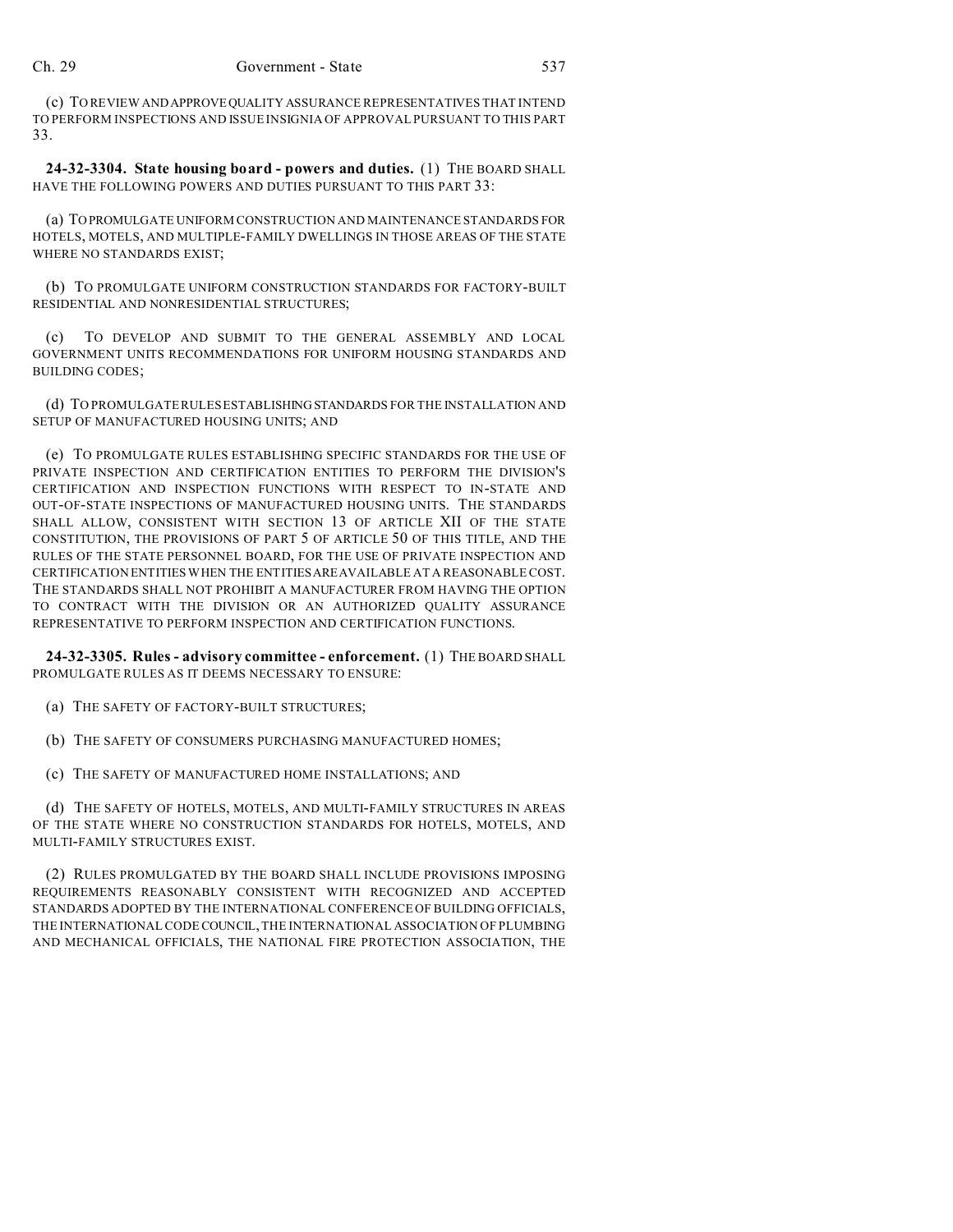(c) TO REVIEW AND APPROVE QUALITY ASSURANCE REPRESENTATIVES THAT INTEND TO PERFORM INSPECTIONS AND ISSUE INSIGNIA OF APPROVAL PURSUANT TO THIS PART 33.

**24-32-3304. State housing board - powers and duties.** (1) THE BOARD SHALL HAVE THE FOLLOWING POWERS AND DUTIES PURSUANT TO THIS PART 33:

(a) TO PROMULGATE UNIFORM CONSTRUCTION AND MAINTENANCE STANDARDS FOR HOTELS, MOTELS, AND MULTIPLE-FAMILY DWELLINGS IN THOSE AREAS OF THE STATE WHERE NO STANDARDS EXIST;

(b) TO PROMULGATE UNIFORM CONSTRUCTION STANDARDS FOR FACTORY-BUILT RESIDENTIAL AND NONRESIDENTIAL STRUCTURES;

(c) TO DEVELOP AND SUBMIT TO THE GENERAL ASSEMBLY AND LOCAL GOVERNMENT UNITS RECOMMENDATIONS FOR UNIFORM HOUSING STANDARDS AND BUILDING CODES;

(d) TO PROMULGATE RULES ESTABLISHING STANDARDS FOR THE INSTALLATION AND SETUP OF MANUFACTURED HOUSING UNITS; AND

(e) TO PROMULGATE RULES ESTABLISHING SPECIFIC STANDARDS FOR THE USE OF PRIVATE INSPECTION AND CERTIFICATION ENTITIES TO PERFORM THE DIVISION'S CERTIFICATION AND INSPECTION FUNCTIONS WITH RESPECT TO IN-STATE AND OUT-OF-STATE INSPECTIONS OF MANUFACTURED HOUSING UNITS. THE STANDARDS SHALL ALLOW, CONSISTENT WITH SECTION 13 OF ARTICLE XII OF THE STATE CONSTITUTION, THE PROVISIONS OF PART 5 OF ARTICLE 50 OF THIS TITLE, AND THE RULES OF THE STATE PERSONNEL BOARD, FOR THE USE OF PRIVATE INSPECTION AND CERTIFICATION ENTITIES WHEN THE ENTITIES ARE AVAILABLE AT A REASONABLE COST. THE STANDARDS SHALL NOT PROHIBIT A MANUFACTURER FROM HAVING THE OPTION TO CONTRACT WITH THE DIVISION OR AN AUTHORIZED QUALITY ASSURANCE REPRESENTATIVE TO PERFORM INSPECTION AND CERTIFICATION FUNCTIONS.

**24-32-3305. Rules - advisory committee - enforcement.** (1) THE BOARD SHALL PROMULGATE RULES AS IT DEEMS NECESSARY TO ENSURE:

(a) THE SAFETY OF FACTORY-BUILT STRUCTURES;

(b) THE SAFETY OF CONSUMERS PURCHASING MANUFACTURED HOMES;

(c) THE SAFETY OF MANUFACTURED HOME INSTALLATIONS; AND

(d) THE SAFETY OF HOTELS, MOTELS, AND MULTI-FAMILY STRUCTURES IN AREAS OF THE STATE WHERE NO CONSTRUCTION STANDARDS FOR HOTELS, MOTELS, AND MULTI-FAMILY STRUCTURES EXIST.

(2) RULES PROMULGATED BY THE BOARD SHALL INCLUDE PROVISIONS IMPOSING REQUIREMENTS REASONABLY CONSISTENT WITH RECOGNIZED AND ACCEPTED STANDARDS ADOPTED BY THE INTERNATIONAL CONFERENCE OF BUILDING OFFICIALS, THE INTERNATIONAL CODE COUNCIL, THE INTERNATIONAL ASSOCIATION OF PLUMBING AND MECHANICAL OFFICIALS, THE NATIONAL FIRE PROTECTION ASSOCIATION, THE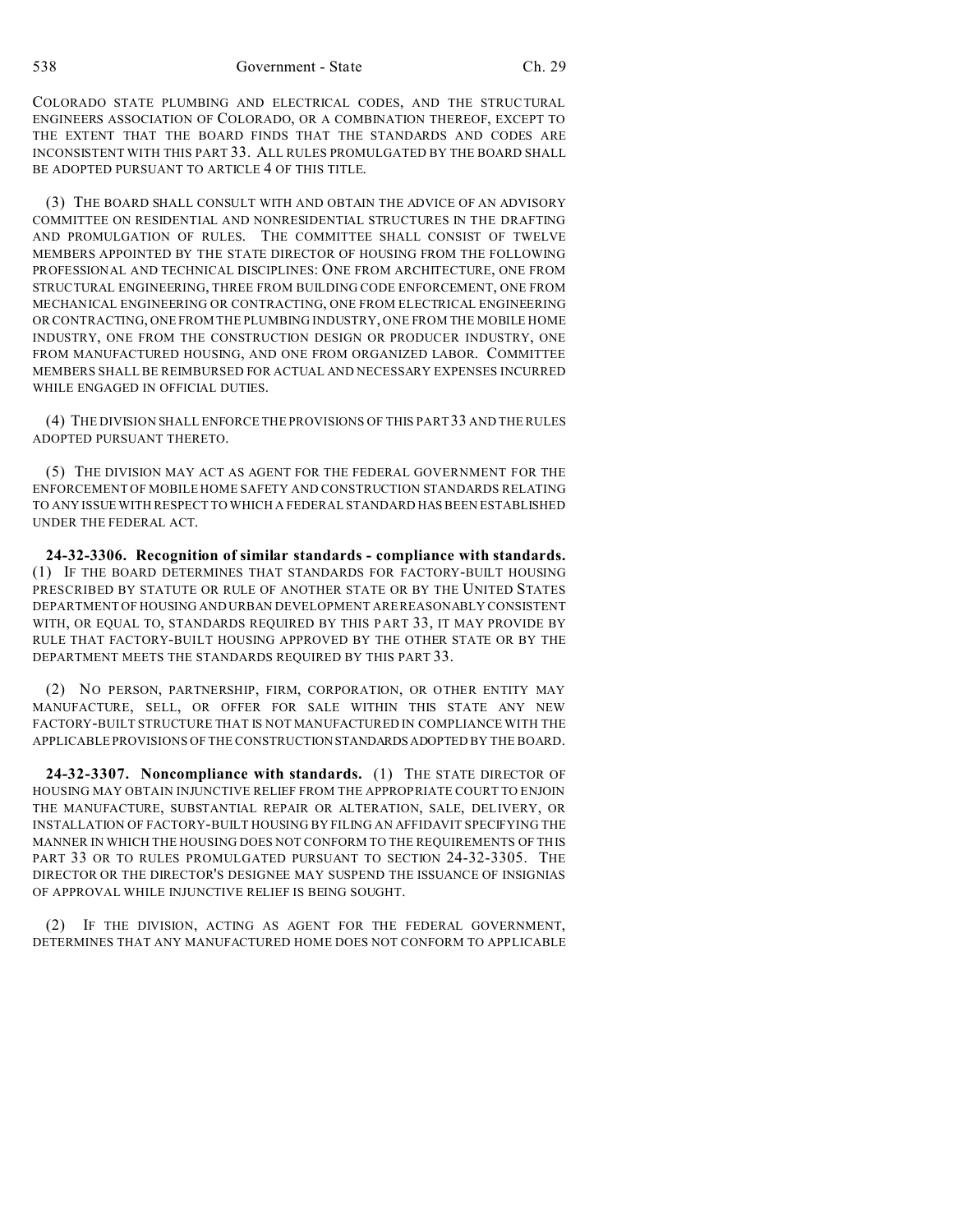COLORADO STATE PLUMBING AND ELECTRICAL CODES, AND THE STRUCTURAL ENGINEERS ASSOCIATION OF COLORADO, OR A COMBINATION THEREOF, EXCEPT TO THE EXTENT THAT THE BOARD FINDS THAT THE STANDARDS AND CODES ARE INCONSISTENT WITH THIS PART 33. ALL RULES PROMULGATED BY THE BOARD SHALL BE ADOPTED PURSUANT TO ARTICLE 4 OF THIS TITLE.

(3) THE BOARD SHALL CONSULT WITH AND OBTAIN THE ADVICE OF AN ADVISORY COMMITTEE ON RESIDENTIAL AND NONRESIDENTIAL STRUCTURES IN THE DRAFTING AND PROMULGATION OF RULES. THE COMMITTEE SHALL CONSIST OF TWELVE MEMBERS APPOINTED BY THE STATE DIRECTOR OF HOUSING FROM THE FOLLOWING PROFESSIONAL AND TECHNICAL DISCIPLINES: ONE FROM ARCHITECTURE, ONE FROM STRUCTURAL ENGINEERING, THREE FROM BUILDING CODE ENFORCEMENT, ONE FROM MECHANICAL ENGINEERING OR CONTRACTING, ONE FROM ELECTRICAL ENGINEERING OR CONTRACTING, ONE FROM THE PLUMBING INDUSTRY, ONE FROM THE MOBILE HOME INDUSTRY, ONE FROM THE CONSTRUCTION DESIGN OR PRODUCER INDUSTRY, ONE FROM MANUFACTURED HOUSING, AND ONE FROM ORGANIZED LABOR. COMMITTEE MEMBERS SHALL BE REIMBURSED FOR ACTUAL AND NECESSARY EXPENSES INCURRED WHILE ENGAGED IN OFFICIAL DUTIES.

(4) THE DIVISION SHALL ENFORCE THE PROVISIONS OF THIS PART 33 AND THE RULES ADOPTED PURSUANT THERETO.

(5) THE DIVISION MAY ACT AS AGENT FOR THE FEDERAL GOVERNMENT FOR THE ENFORCEMENT OF MOBILE HOME SAFETY AND CONSTRUCTION STANDARDS RELATING TO ANY ISSUE WITH RESPECT TO WHICH A FEDERAL STANDARD HAS BEEN ESTABLISHED UNDER THE FEDERAL ACT.

**24-32-3306. Recognition of similar standards - compliance with standards.** (1) IF THE BOARD DETERMINES THAT STANDARDS FOR FACTORY-BUILT HOUSING PRESCRIBED BY STATUTE OR RULE OF ANOTHER STATE OR BY THE UNITED STATES DEPARTMENT OF HOUSING AND URBAN DEVELOPMENT ARE REASONABLY CONSISTENT WITH, OR EQUAL TO, STANDARDS REQUIRED BY THIS PART 33, IT MAY PROVIDE BY RULE THAT FACTORY-BUILT HOUSING APPROVED BY THE OTHER STATE OR BY THE DEPARTMENT MEETS THE STANDARDS REQUIRED BY THIS PART 33.

(2) NO PERSON, PARTNERSHIP, FIRM, CORPORATION, OR OTHER ENTITY MAY MANUFACTURE, SELL, OR OFFER FOR SALE WITHIN THIS STATE ANY NEW FACTORY-BUILT STRUCTURE THAT IS NOT MANUFACTURED IN COMPLIANCE WITH THE APPLICABLE PROVISIONS OF THE CONSTRUCTION STANDARDS ADOPTED BY THE BOARD.

**24-32-3307. Noncompliance with standards.** (1) THE STATE DIRECTOR OF HOUSING MAY OBTAIN INJUNCTIVE RELIEF FROM THE APPROPRIATE COURT TO ENJOIN THE MANUFACTURE, SUBSTANTIAL REPAIR OR ALTERATION, SALE, DELIVERY, OR INSTALLATION OF FACTORY-BUILT HOUSING BY FILING AN AFFIDAVIT SPECIFYING THE MANNER IN WHICH THE HOUSING DOES NOT CONFORM TO THE REQUIREMENTS OF THIS PART 33 OR TO RULES PROMULGATED PURSUANT TO SECTION 24-32-3305. THE DIRECTOR OR THE DIRECTOR'S DESIGNEE MAY SUSPEND THE ISSUANCE OF INSIGNIAS OF APPROVAL WHILE INJUNCTIVE RELIEF IS BEING SOUGHT.

(2) IF THE DIVISION, ACTING AS AGENT FOR THE FEDERAL GOVERNMENT, DETERMINES THAT ANY MANUFACTURED HOME DOES NOT CONFORM TO APPLICABLE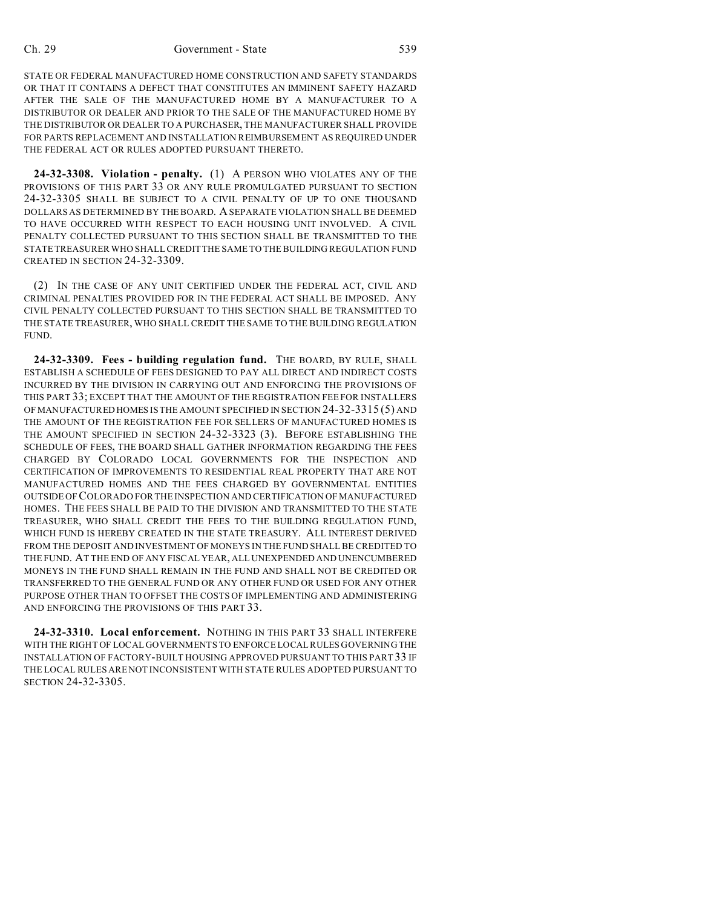STATE OR FEDERAL MANUFACTURED HOME CONSTRUCTION AND SAFETY STANDARDS OR THAT IT CONTAINS A DEFECT THAT CONSTITUTES AN IMMINENT SAFETY HAZARD AFTER THE SALE OF THE MANUFACTURED HOME BY A MANUFACTURER TO A DISTRIBUTOR OR DEALER AND PRIOR TO THE SALE OF THE MANUFACTURED HOME BY THE DISTRIBUTOR OR DEALER TO A PURCHASER, THE MANUFACTURER SHALL PROVIDE FOR PARTS REPLACEMENT AND INSTALLATION REIMBURSEMENT AS REQUIRED UNDER THE FEDERAL ACT OR RULES ADOPTED PURSUANT THERETO.

**24-32-3308. Violation - penalty.** (1) A PERSON WHO VIOLATES ANY OF THE PROVISIONS OF THIS PART 33 OR ANY RULE PROMULGATED PURSUANT TO SECTION 24-32-3305 SHALL BE SUBJECT TO A CIVIL PENALTY OF UP TO ONE THOUSAND DOLLARS AS DETERMINED BY THE BOARD. A SEPARATE VIOLATION SHALL BE DEEMED TO HAVE OCCURRED WITH RESPECT TO EACH HOUSING UNIT INVOLVED. A CIVIL PENALTY COLLECTED PURSUANT TO THIS SECTION SHALL BE TRANSMITTED TO THE STATE TREASURER WHO SHALL CREDIT THE SAME TO THE BUILDING REGULATION FUND CREATED IN SECTION 24-32-3309.

(2) IN THE CASE OF ANY UNIT CERTIFIED UNDER THE FEDERAL ACT, CIVIL AND CRIMINAL PENALTIES PROVIDED FOR IN THE FEDERAL ACT SHALL BE IMPOSED. ANY CIVIL PENALTY COLLECTED PURSUANT TO THIS SECTION SHALL BE TRANSMITTED TO THE STATE TREASURER, WHO SHALL CREDIT THE SAME TO THE BUILDING REGULATION FUND.

**24-32-3309. Fees - building regulation fund.** THE BOARD, BY RULE, SHALL ESTABLISH A SCHEDULE OF FEES DESIGNED TO PAY ALL DIRECT AND INDIRECT COSTS INCURRED BY THE DIVISION IN CARRYING OUT AND ENFORCING THE PROVISIONS OF THIS PART 33; EXCEPT THAT THE AMOUNT OF THE REGISTRATION FEE FOR INSTALLERS OF MANUFACTURED HOMES IS THE AMOUNT SPECIFIED IN SECTION 24-32-3315 (5) AND THE AMOUNT OF THE REGISTRATION FEE FOR SELLERS OF MANUFACTURED HOMES IS THE AMOUNT SPECIFIED IN SECTION 24-32-3323 (3). BEFORE ESTABLISHING THE SCHEDULE OF FEES, THE BOARD SHALL GATHER INFORMATION REGARDING THE FEES CHARGED BY COLORADO LOCAL GOVERNMENTS FOR THE INSPECTION AND CERTIFICATION OF IMPROVEMENTS TO RESIDENTIAL REAL PROPERTY THAT ARE NOT MANUFACTURED HOMES AND THE FEES CHARGED BY GOVERNMENTAL ENTITIES OUTSIDE OF COLORADO FOR THE INSPECTION AND CERTIFICATION OF MANUFACTURED HOMES. THE FEES SHALL BE PAID TO THE DIVISION AND TRANSMITTED TO THE STATE TREASURER, WHO SHALL CREDIT THE FEES TO THE BUILDING REGULATION FUND, WHICH FUND IS HEREBY CREATED IN THE STATE TREASURY. ALL INTEREST DERIVED FROM THE DEPOSIT AND INVESTMENT OF MONEYS IN THE FUND SHALL BE CREDITED TO THE FUND. AT THE END OF ANY FISCAL YEAR, ALL UNEXPENDED AND UNENCUMBERED MONEYS IN THE FUND SHALL REMAIN IN THE FUND AND SHALL NOT BE CREDITED OR TRANSFERRED TO THE GENERAL FUND OR ANY OTHER FUND OR USED FOR ANY OTHER PURPOSE OTHER THAN TO OFFSET THE COSTS OF IMPLEMENTING AND ADMINISTERING AND ENFORCING THE PROVISIONS OF THIS PART 33.

**24-32-3310. Local enforcement.** NOTHING IN THIS PART 33 SHALL INTERFERE WITH THE RIGHT OF LOCAL GOVERNMENTS TO ENFORCE LOCAL RULES GOVERNING THE INSTALLATION OF FACTORY-BUILT HOUSING APPROVED PURSUANT TO THIS PART 33 IF THE LOCAL RULES ARE NOT INCONSISTENT WITH STATE RULES ADOPTED PURSUANT TO SECTION 24-32-3305.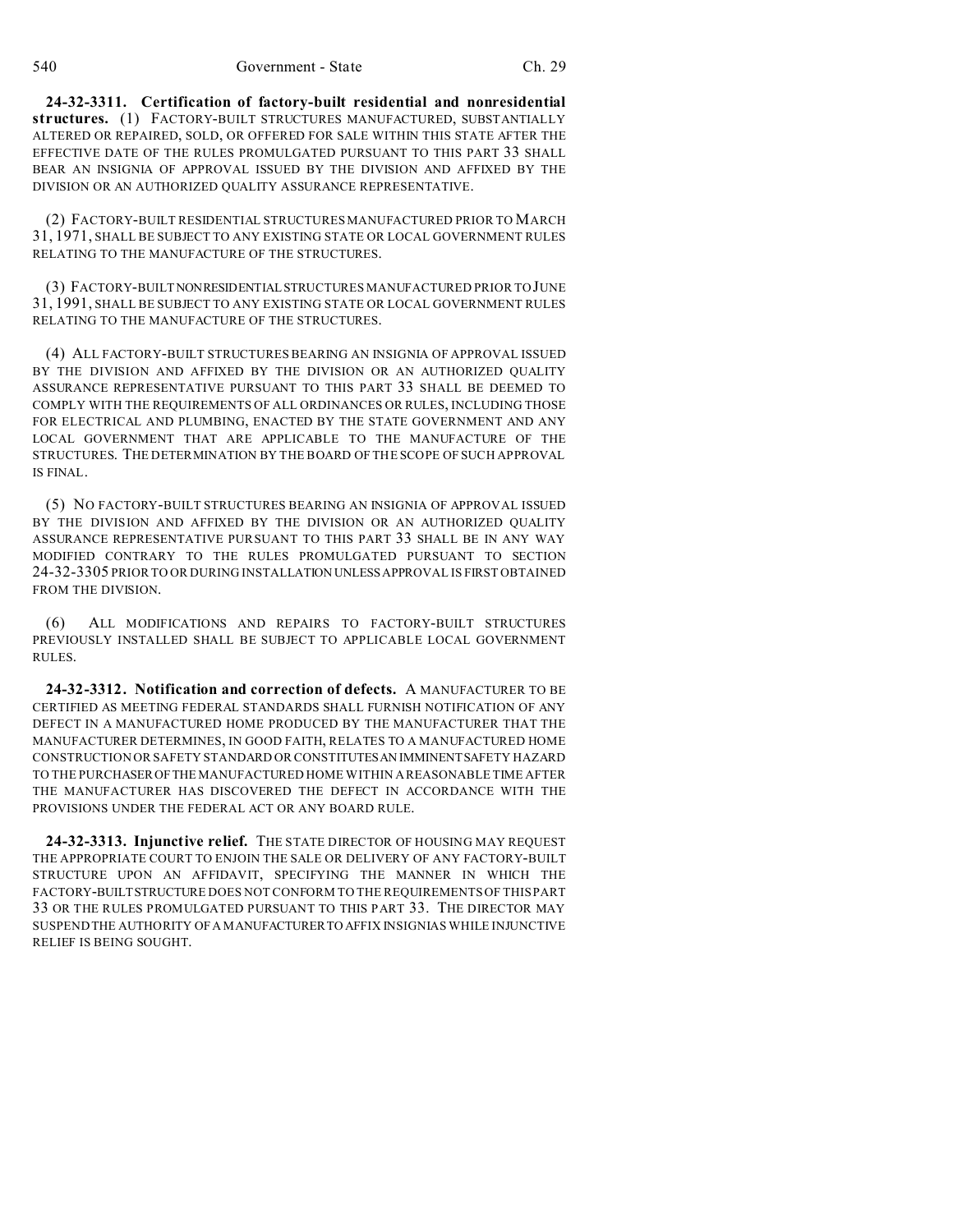**24-32-3311. Certification of factory-built residential and nonresidential structures.** (1) FACTORY-BUILT STRUCTURES MANUFACTURED, SUBSTANTIALLY ALTERED OR REPAIRED, SOLD, OR OFFERED FOR SALE WITHIN THIS STATE AFTER THE EFFECTIVE DATE OF THE RULES PROMULGATED PURSUANT TO THIS PART 33 SHALL BEAR AN INSIGNIA OF APPROVAL ISSUED BY THE DIVISION AND AFFIXED BY THE DIVISION OR AN AUTHORIZED QUALITY ASSURANCE REPRESENTATIVE.

(2) FACTORY-BUILT RESIDENTIAL STRUCTURES MANUFACTURED PRIOR TO MARCH 31, 1971, SHALL BE SUBJECT TO ANY EXISTING STATE OR LOCAL GOVERNMENT RULES RELATING TO THE MANUFACTURE OF THE STRUCTURES.

(3) FACTORY-BUILT NONRESIDENTIAL STRUCTURES MANUFACTURED PRIOR TO JUNE 31, 1991, SHALL BE SUBJECT TO ANY EXISTING STATE OR LOCAL GOVERNMENT RULES RELATING TO THE MANUFACTURE OF THE STRUCTURES.

(4) ALL FACTORY-BUILT STRUCTURES BEARING AN INSIGNIA OF APPROVAL ISSUED BY THE DIVISION AND AFFIXED BY THE DIVISION OR AN AUTHORIZED QUALITY ASSURANCE REPRESENTATIVE PURSUANT TO THIS PART 33 SHALL BE DEEMED TO COMPLY WITH THE REQUIREMENTS OF ALL ORDINANCES OR RULES, INCLUDING THOSE FOR ELECTRICAL AND PLUMBING, ENACTED BY THE STATE GOVERNMENT AND ANY LOCAL GOVERNMENT THAT ARE APPLICABLE TO THE MANUFACTURE OF THE STRUCTURES. THE DETERMINATION BY THE BOARD OF THE SCOPE OF SUCH APPROVAL IS FINAL.

(5) NO FACTORY-BUILT STRUCTURES BEARING AN INSIGNIA OF APPROVAL ISSUED BY THE DIVISION AND AFFIXED BY THE DIVISION OR AN AUTHORIZED QUALITY ASSURANCE REPRESENTATIVE PURSUANT TO THIS PART 33 SHALL BE IN ANY WAY MODIFIED CONTRARY TO THE RULES PROMULGATED PURSUANT TO SECTION 24-32-3305 PRIOR TO OR DURING INSTALLATION UNLESS APPROVAL IS FIRST OBTAINED FROM THE DIVISION.

(6) ALL MODIFICATIONS AND REPAIRS TO FACTORY-BUILT STRUCTURES PREVIOUSLY INSTALLED SHALL BE SUBJECT TO APPLICABLE LOCAL GOVERNMENT RULES.

**24-32-3312. Notification and correction of defects.** A MANUFACTURER TO BE CERTIFIED AS MEETING FEDERAL STANDARDS SHALL FURNISH NOTIFICATION OF ANY DEFECT IN A MANUFACTURED HOME PRODUCED BY THE MANUFACTURER THAT THE MANUFACTURER DETERMINES, IN GOOD FAITH, RELATES TO A MANUFACTURED HOME CONSTRUCTION OR SAFETY STANDARD OR CONSTITUTES AN IMMINENT SAFETY HAZARD TO THE PURCHASER OF THE MANUFACTURED HOME WITHIN A REASONABLE TIME AFTER THE MANUFACTURER HAS DISCOVERED THE DEFECT IN ACCORDANCE WITH THE PROVISIONS UNDER THE FEDERAL ACT OR ANY BOARD RULE.

**24-32-3313. Injunctive relief.** THE STATE DIRECTOR OF HOUSING MAY REQUEST THE APPROPRIATE COURT TO ENJOIN THE SALE OR DELIVERY OF ANY FACTORY-BUILT STRUCTURE UPON AN AFFIDAVIT, SPECIFYING THE MANNER IN WHICH THE FACTORY-BUILT STRUCTURE DOES NOT CONFORM TO THE REQUIREMENTS OF THIS PART 33 OR THE RULES PROMULGATED PURSUANT TO THIS PART 33. THE DIRECTOR MAY SUSPEND THE AUTHORITY OF A MANUFACTURER TO AFFIX INSIGNIAS WHILE INJUNCTIVE RELIEF IS BEING SOUGHT.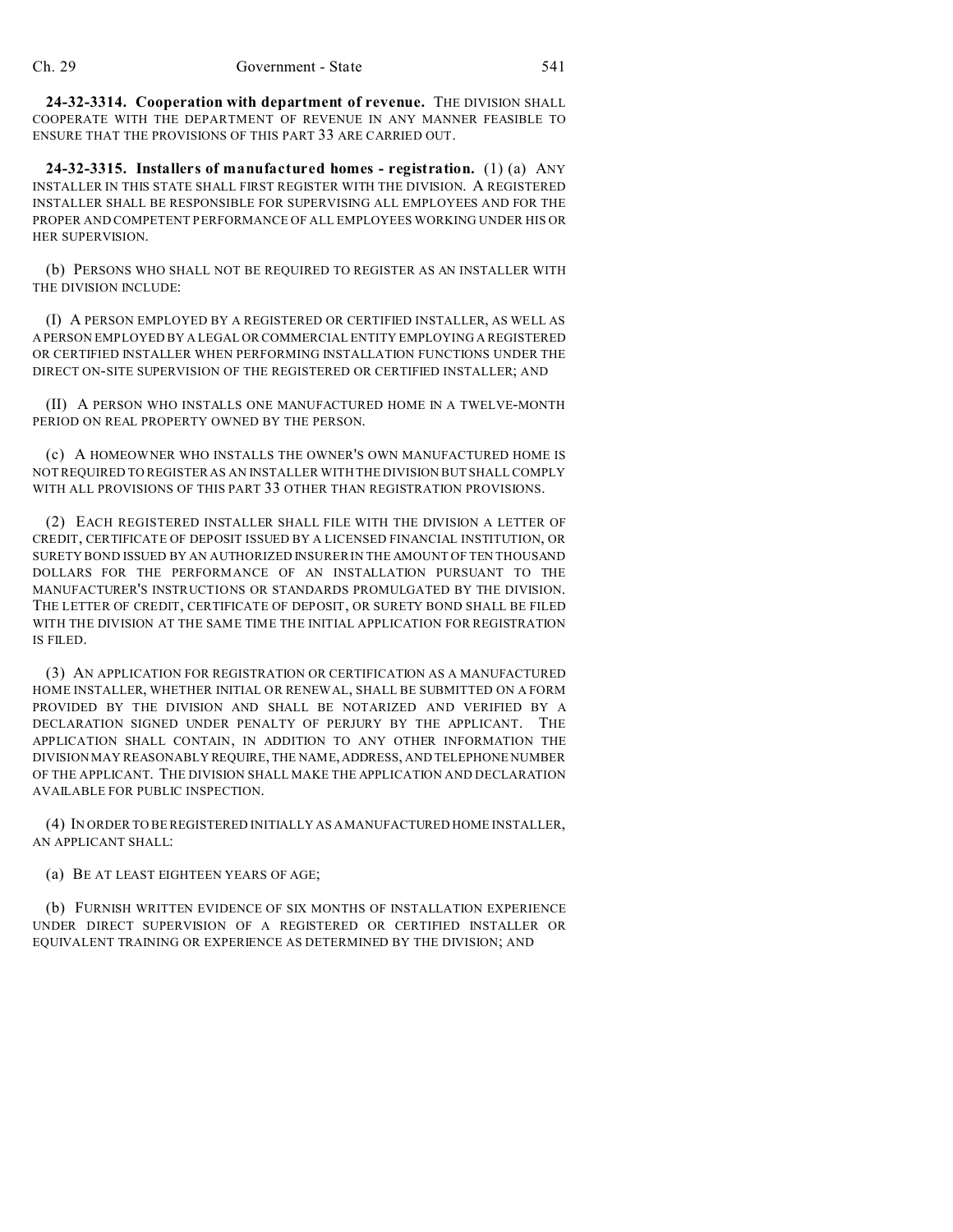**24-32-3314. Cooperation with department of revenue.** THE DIVISION SHALL COOPERATE WITH THE DEPARTMENT OF REVENUE IN ANY MANNER FEASIBLE TO ENSURE THAT THE PROVISIONS OF THIS PART 33 ARE CARRIED OUT.

**24-32-3315. Installers of manufactured homes - registration.** (1) (a) ANY INSTALLER IN THIS STATE SHALL FIRST REGISTER WITH THE DIVISION. A REGISTERED INSTALLER SHALL BE RESPONSIBLE FOR SUPERVISING ALL EMPLOYEES AND FOR THE PROPER AND COMPETENT PERFORMANCE OF ALL EMPLOYEES WORKING UNDER HIS OR HER SUPERVISION.

(b) PERSONS WHO SHALL NOT BE REQUIRED TO REGISTER AS AN INSTALLER WITH THE DIVISION INCLUDE:

(I) A PERSON EMPLOYED BY A REGISTERED OR CERTIFIED INSTALLER, AS WELL AS A PERSON EMPLOYED BY A LEGAL OR COMMERCIAL ENTITY EMPLOYING A REGISTERED OR CERTIFIED INSTALLER WHEN PERFORMING INSTALLATION FUNCTIONS UNDER THE DIRECT ON-SITE SUPERVISION OF THE REGISTERED OR CERTIFIED INSTALLER; AND

(II) A PERSON WHO INSTALLS ONE MANUFACTURED HOME IN A TWELVE-MONTH PERIOD ON REAL PROPERTY OWNED BY THE PERSON.

(c) A HOMEOWNER WHO INSTALLS THE OWNER'S OWN MANUFACTURED HOME IS NOT REQUIRED TO REGISTER AS AN INSTALLER WITH THE DIVISION BUT SHALL COMPLY WITH ALL PROVISIONS OF THIS PART 33 OTHER THAN REGISTRATION PROVISIONS.

(2) EACH REGISTERED INSTALLER SHALL FILE WITH THE DIVISION A LETTER OF CREDIT, CERTIFICATE OF DEPOSIT ISSUED BY A LICENSED FINANCIAL INSTITUTION, OR SURETY BOND ISSUED BY AN AUTHORIZED INSURER IN THE AMOUNT OF TEN THOUSAND DOLLARS FOR THE PERFORMANCE OF AN INSTALLATION PURSUANT TO THE MANUFACTURER'S INSTRUCTIONS OR STANDARDS PROMULGATED BY THE DIVISION. THE LETTER OF CREDIT, CERTIFICATE OF DEPOSIT, OR SURETY BOND SHALL BE FILED WITH THE DIVISION AT THE SAME TIME THE INITIAL APPLICATION FOR REGISTRATION IS FILED.

(3) AN APPLICATION FOR REGISTRATION OR CERTIFICATION AS A MANUFACTURED HOME INSTALLER, WHETHER INITIAL OR RENEWAL, SHALL BE SUBMITTED ON A FORM PROVIDED BY THE DIVISION AND SHALL BE NOTARIZED AND VERIFIED BY A DECLARATION SIGNED UNDER PENALTY OF PERJURY BY THE APPLICANT. THE APPLICATION SHALL CONTAIN, IN ADDITION TO ANY OTHER INFORMATION THE DIVISION MAY REASONABLY REQUIRE, THE NAME, ADDRESS, AND TELEPHONE NUMBER OF THE APPLICANT. THE DIVISION SHALL MAKE THE APPLICATION AND DECLARATION AVAILABLE FOR PUBLIC INSPECTION.

(4) IN ORDER TO BE REGISTERED INITIALLY AS A MANUFACTURED HOME INSTALLER, AN APPLICANT SHALL:

(a) BE AT LEAST EIGHTEEN YEARS OF AGE;

(b) FURNISH WRITTEN EVIDENCE OF SIX MONTHS OF INSTALLATION EXPERIENCE UNDER DIRECT SUPERVISION OF A REGISTERED OR CERTIFIED INSTALLER OR EQUIVALENT TRAINING OR EXPERIENCE AS DETERMINED BY THE DIVISION; AND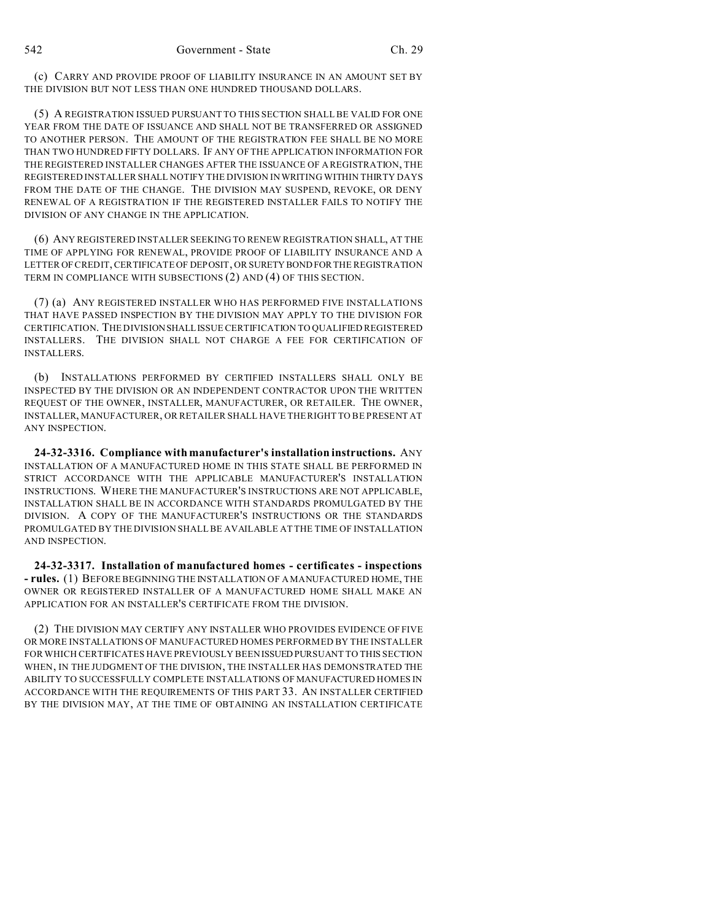(c) CARRY AND PROVIDE PROOF OF LIABILITY INSURANCE IN AN AMOUNT SET BY THE DIVISION BUT NOT LESS THAN ONE HUNDRED THOUSAND DOLLARS.

(5) A REGISTRATION ISSUED PURSUANT TO THIS SECTION SHALL BE VALID FOR ONE YEAR FROM THE DATE OF ISSUANCE AND SHALL NOT BE TRANSFERRED OR ASSIGNED TO ANOTHER PERSON. THE AMOUNT OF THE REGISTRATION FEE SHALL BE NO MORE THAN TWO HUNDRED FIFTY DOLLARS. IF ANY OF THE APPLICATION INFORMATION FOR THE REGISTERED INSTALLER CHANGES AFTER THE ISSUANCE OF A REGISTRATION, THE REGISTERED INSTALLER SHALL NOTIFY THE DIVISION IN WRITING WITHIN THIRTY DAYS FROM THE DATE OF THE CHANGE. THE DIVISION MAY SUSPEND, REVOKE, OR DENY RENEWAL OF A REGISTRATION IF THE REGISTERED INSTALLER FAILS TO NOTIFY THE DIVISION OF ANY CHANGE IN THE APPLICATION.

(6) ANY REGISTERED INSTALLER SEEKING TO RENEW REGISTRATION SHALL, AT THE TIME OF APPLYING FOR RENEWAL, PROVIDE PROOF OF LIABILITY INSURANCE AND A LETTER OF CREDIT, CERTIFICATE OF DEPOSIT, OR SURETY BOND FOR THE REGISTRATION TERM IN COMPLIANCE WITH SUBSECTIONS (2) AND (4) OF THIS SECTION.

(7) (a) ANY REGISTERED INSTALLER WHO HAS PERFORMED FIVE INSTALLATIONS THAT HAVE PASSED INSPECTION BY THE DIVISION MAY APPLY TO THE DIVISION FOR CERTIFICATION. THE DIVISION SHALL ISSUE CERTIFICATION TO QUALIFIED REGISTERED INSTALLERS. THE DIVISION SHALL NOT CHARGE A FEE FOR CERTIFICATION OF INSTALLERS.

(b) INSTALLATIONS PERFORMED BY CERTIFIED INSTALLERS SHALL ONLY BE INSPECTED BY THE DIVISION OR AN INDEPENDENT CONTRACTOR UPON THE WRITTEN REQUEST OF THE OWNER, INSTALLER, MANUFACTURER, OR RETAILER. THE OWNER, INSTALLER, MANUFACTURER, OR RETAILER SHALL HAVE THE RIGHT TO BE PRESENT AT ANY INSPECTION.

**24-32-3316. Compliance with manufacturer's installation instructions.** ANY INSTALLATION OF A MANUFACTURED HOME IN THIS STATE SHALL BE PERFORMED IN STRICT ACCORDANCE WITH THE APPLICABLE MANUFACTURER'S INSTALLATION INSTRUCTIONS. WHERE THE MANUFACTURER'S INSTRUCTIONS ARE NOT APPLICABLE, INSTALLATION SHALL BE IN ACCORDANCE WITH STANDARDS PROMULGATED BY THE DIVISION. A COPY OF THE MANUFACTURER'S INSTRUCTIONS OR THE STANDARDS PROMULGATED BY THE DIVISION SHALL BE AVAILABLE AT THE TIME OF INSTALLATION AND INSPECTION.

**24-32-3317. Installation of manufactured homes - certificates - inspections - rules.** (1) BEFORE BEGINNING THE INSTALLATION OF A MANUFACTURED HOME, THE OWNER OR REGISTERED INSTALLER OF A MANUFACTURED HOME SHALL MAKE AN APPLICATION FOR AN INSTALLER'S CERTIFICATE FROM THE DIVISION.

(2) THE DIVISION MAY CERTIFY ANY INSTALLER WHO PROVIDES EVIDENCE OF FIVE OR MORE INSTALLATIONS OF MANUFACTURED HOMES PERFORMED BY THE INSTALLER FOR WHICH CERTIFICATES HAVE PREVIOUSLY BEEN ISSUED PURSUANT TO THIS SECTION WHEN, IN THE JUDGMENT OF THE DIVISION, THE INSTALLER HAS DEMONSTRATED THE ABILITY TO SUCCESSFULLY COMPLETE INSTALLATIONS OF MANUFACTURED HOMES IN ACCORDANCE WITH THE REQUIREMENTS OF THIS PART 33. AN INSTALLER CERTIFIED BY THE DIVISION MAY, AT THE TIME OF OBTAINING AN INSTALLATION CERTIFICATE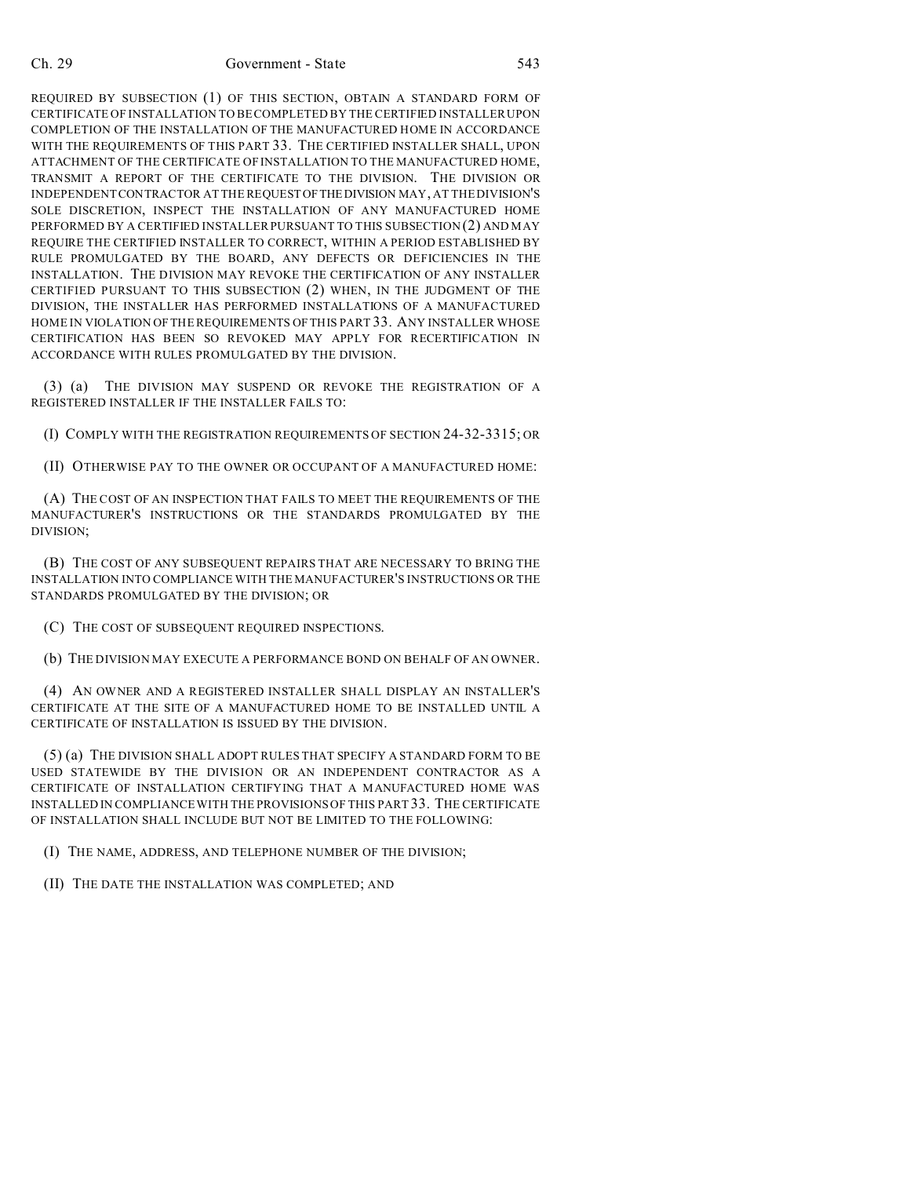REQUIRED BY SUBSECTION (1) OF THIS SECTION, OBTAIN A STANDARD FORM OF CERTIFICATE OF INSTALLATION TO BE COMPLETED BY THE CERTIFIED INSTALLER UPON COMPLETION OF THE INSTALLATION OF THE MANUFACTURED HOME IN ACCORDANCE WITH THE REQUIREMENTS OF THIS PART 33. THE CERTIFIED INSTALLER SHALL, UPON ATTACHMENT OF THE CERTIFICATE OF INSTALLATION TO THE MANUFACTURED HOME, TRANSMIT A REPORT OF THE CERTIFICATE TO THE DIVISION. THE DIVISION OR INDEPENDENT CONTRACTOR AT THE REQUEST OF THE DIVISION MAY, AT THE DIVISION'S SOLE DISCRETION, INSPECT THE INSTALLATION OF ANY MANUFACTURED HOME PERFORMED BY A CERTIFIED INSTALLER PURSUANT TO THIS SUBSECTION (2) AND MAY REQUIRE THE CERTIFIED INSTALLER TO CORRECT, WITHIN A PERIOD ESTABLISHED BY RULE PROMULGATED BY THE BOARD, ANY DEFECTS OR DEFICIENCIES IN THE INSTALLATION. THE DIVISION MAY REVOKE THE CERTIFICATION OF ANY INSTALLER CERTIFIED PURSUANT TO THIS SUBSECTION (2) WHEN, IN THE JUDGMENT OF THE DIVISION, THE INSTALLER HAS PERFORMED INSTALLATIONS OF A MANUFACTURED HOME IN VIOLATION OF THE REQUIREMENTS OF THIS PART 33. ANY INSTALLER WHOSE CERTIFICATION HAS BEEN SO REVOKED MAY APPLY FOR RECERTIFICATION IN ACCORDANCE WITH RULES PROMULGATED BY THE DIVISION.

(3) (a) THE DIVISION MAY SUSPEND OR REVOKE THE REGISTRATION OF A REGISTERED INSTALLER IF THE INSTALLER FAILS TO:

(I) COMPLY WITH THE REGISTRATION REQUIREMENTS OF SECTION 24-32-3315; OR

(II) OTHERWISE PAY TO THE OWNER OR OCCUPANT OF A MANUFACTURED HOME:

(A) THE COST OF AN INSPECTION THAT FAILS TO MEET THE REQUIREMENTS OF THE MANUFACTURER'S INSTRUCTIONS OR THE STANDARDS PROMULGATED BY THE DIVISION;

(B) THE COST OF ANY SUBSEQUENT REPAIRS THAT ARE NECESSARY TO BRING THE INSTALLATION INTO COMPLIANCE WITH THE MANUFACTURER'S INSTRUCTIONS OR THE STANDARDS PROMULGATED BY THE DIVISION; OR

(C) THE COST OF SUBSEQUENT REQUIRED INSPECTIONS.

(b) THE DIVISION MAY EXECUTE A PERFORMANCE BOND ON BEHALF OF AN OWNER.

(4) AN OWNER AND A REGISTERED INSTALLER SHALL DISPLAY AN INSTALLER'S CERTIFICATE AT THE SITE OF A MANUFACTURED HOME TO BE INSTALLED UNTIL A CERTIFICATE OF INSTALLATION IS ISSUED BY THE DIVISION.

(5) (a) THE DIVISION SHALL ADOPT RULES THAT SPECIFY A STANDARD FORM TO BE USED STATEWIDE BY THE DIVISION OR AN INDEPENDENT CONTRACTOR AS A CERTIFICATE OF INSTALLATION CERTIFYING THAT A MANUFACTURED HOME WAS INSTALLED IN COMPLIANCE WITH THE PROVISIONS OF THIS PART 33. THE CERTIFICATE OF INSTALLATION SHALL INCLUDE BUT NOT BE LIMITED TO THE FOLLOWING:

(I) THE NAME, ADDRESS, AND TELEPHONE NUMBER OF THE DIVISION;

(II) THE DATE THE INSTALLATION WAS COMPLETED; AND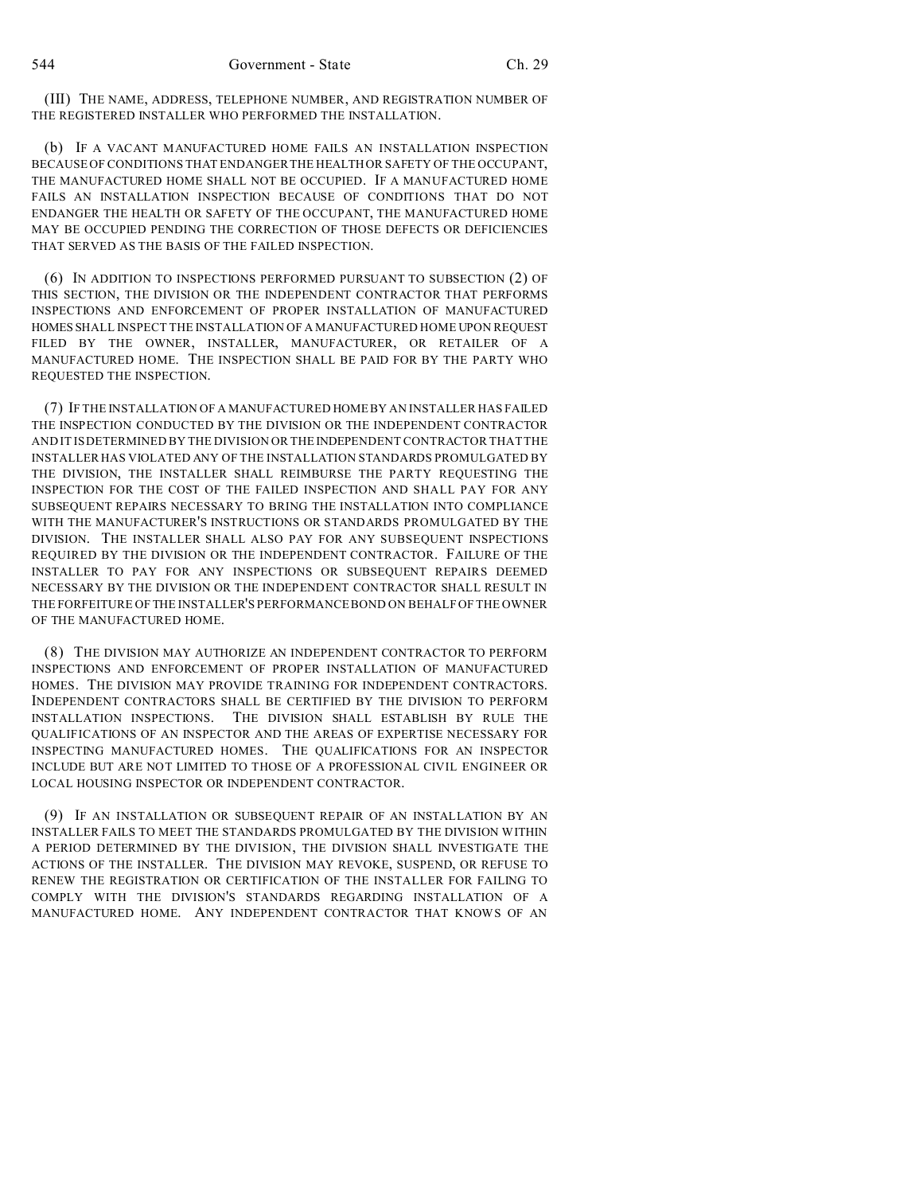(III) THE NAME, ADDRESS, TELEPHONE NUMBER, AND REGISTRATION NUMBER OF THE REGISTERED INSTALLER WHO PERFORMED THE INSTALLATION.

(b) IF A VACANT MANUFACTURED HOME FAILS AN INSTALLATION INSPECTION BECAUSE OF CONDITIONS THAT ENDANGER THE HEALTH OR SAFETY OF THE OCCUPANT, THE MANUFACTURED HOME SHALL NOT BE OCCUPIED. IF A MANUFACTURED HOME FAILS AN INSTALLATION INSPECTION BECAUSE OF CONDITIONS THAT DO NOT ENDANGER THE HEALTH OR SAFETY OF THE OCCUPANT, THE MANUFACTURED HOME MAY BE OCCUPIED PENDING THE CORRECTION OF THOSE DEFECTS OR DEFICIENCIES THAT SERVED AS THE BASIS OF THE FAILED INSPECTION.

(6) IN ADDITION TO INSPECTIONS PERFORMED PURSUANT TO SUBSECTION (2) OF THIS SECTION, THE DIVISION OR THE INDEPENDENT CONTRACTOR THAT PERFORMS INSPECTIONS AND ENFORCEMENT OF PROPER INSTALLATION OF MANUFACTURED HOMES SHALL INSPECT THE INSTALLATION OF A MANUFACTURED HOME UPON REQUEST FILED BY THE OWNER, INSTALLER, MANUFACTURER, OR RETAILER OF A MANUFACTURED HOME. THE INSPECTION SHALL BE PAID FOR BY THE PARTY WHO REQUESTED THE INSPECTION.

(7) IF THE INSTALLATION OF A MANUFACTURED HOME BY AN INSTALLER HAS FAILED THE INSPECTION CONDUCTED BY THE DIVISION OR THE INDEPENDENT CONTRACTOR AND IT IS DETERMINED BY THE DIVISION OR THE INDEPENDENT CONTRACTOR THAT THE INSTALLER HAS VIOLATED ANY OF THE INSTALLATION STANDARDS PROMULGATED BY THE DIVISION, THE INSTALLER SHALL REIMBURSE THE PARTY REQUESTING THE INSPECTION FOR THE COST OF THE FAILED INSPECTION AND SHALL PAY FOR ANY SUBSEQUENT REPAIRS NECESSARY TO BRING THE INSTALLATION INTO COMPLIANCE WITH THE MANUFACTURER'S INSTRUCTIONS OR STANDARDS PROMULGATED BY THE DIVISION. THE INSTALLER SHALL ALSO PAY FOR ANY SUBSEQUENT INSPECTIONS REQUIRED BY THE DIVISION OR THE INDEPENDENT CONTRACTOR. FAILURE OF THE INSTALLER TO PAY FOR ANY INSPECTIONS OR SUBSEQUENT REPAIRS DEEMED NECESSARY BY THE DIVISION OR THE INDEPENDENT CONTRACTOR SHALL RESULT IN THE FORFEITURE OF THE INSTALLER'S PERFORMANCE BOND ON BEHALF OF THE OWNER OF THE MANUFACTURED HOME.

(8) THE DIVISION MAY AUTHORIZE AN INDEPENDENT CONTRACTOR TO PERFORM INSPECTIONS AND ENFORCEMENT OF PROPER INSTALLATION OF MANUFACTURED HOMES. THE DIVISION MAY PROVIDE TRAINING FOR INDEPENDENT CONTRACTORS. INDEPENDENT CONTRACTORS SHALL BE CERTIFIED BY THE DIVISION TO PERFORM INSTALLATION INSPECTIONS. THE DIVISION SHALL ESTABLISH BY RULE THE QUALIFICATIONS OF AN INSPECTOR AND THE AREAS OF EXPERTISE NECESSARY FOR INSPECTING MANUFACTURED HOMES. THE QUALIFICATIONS FOR AN INSPECTOR INCLUDE BUT ARE NOT LIMITED TO THOSE OF A PROFESSIONAL CIVIL ENGINEER OR LOCAL HOUSING INSPECTOR OR INDEPENDENT CONTRACTOR.

(9) IF AN INSTALLATION OR SUBSEQUENT REPAIR OF AN INSTALLATION BY AN INSTALLER FAILS TO MEET THE STANDARDS PROMULGATED BY THE DIVISION WITHIN A PERIOD DETERMINED BY THE DIVISION, THE DIVISION SHALL INVESTIGATE THE ACTIONS OF THE INSTALLER. THE DIVISION MAY REVOKE, SUSPEND, OR REFUSE TO RENEW THE REGISTRATION OR CERTIFICATION OF THE INSTALLER FOR FAILING TO COMPLY WITH THE DIVISION'S STANDARDS REGARDING INSTALLATION OF A MANUFACTURED HOME. ANY INDEPENDENT CONTRACTOR THAT KNOWS OF AN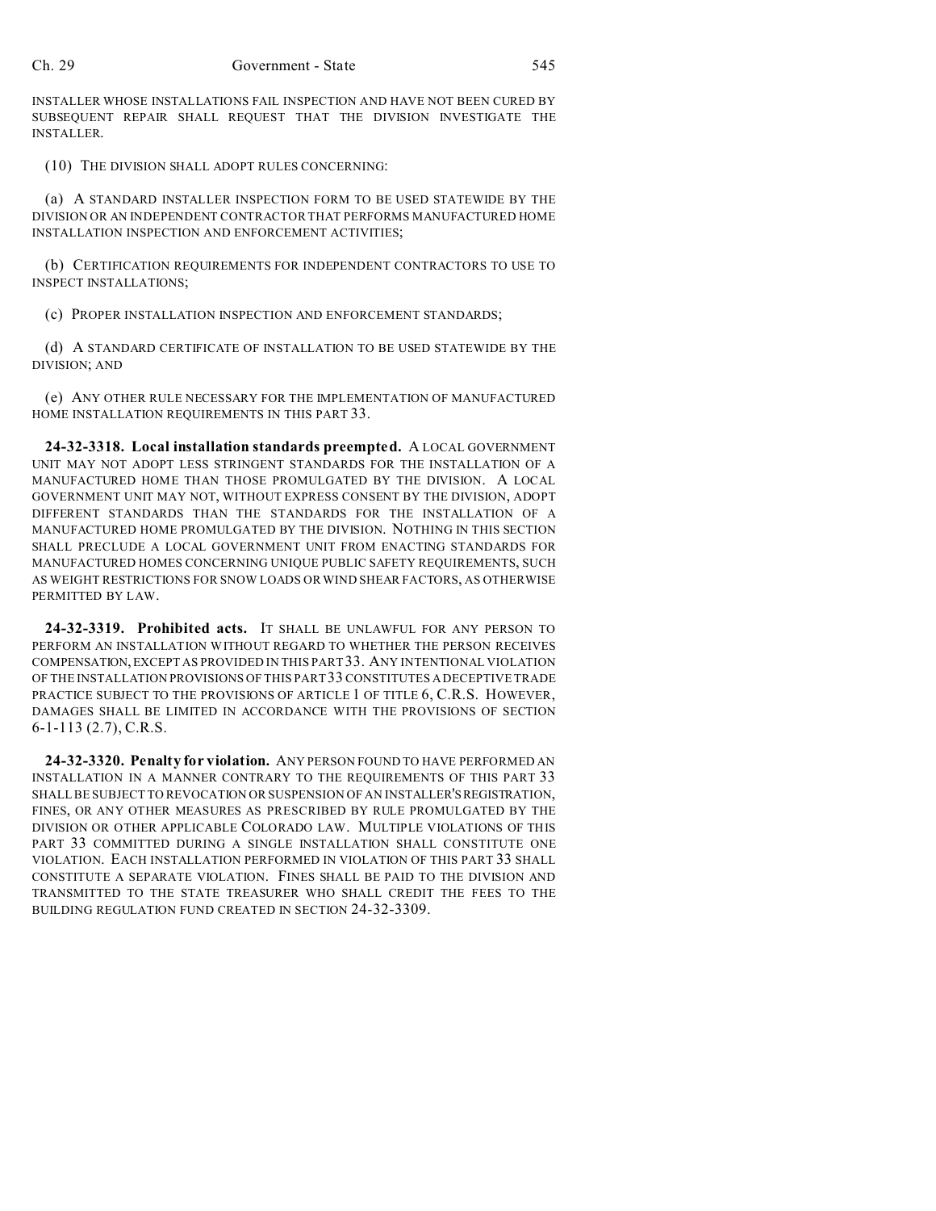INSTALLER WHOSE INSTALLATIONS FAIL INSPECTION AND HAVE NOT BEEN CURED BY SUBSEQUENT REPAIR SHALL REQUEST THAT THE DIVISION INVESTIGATE THE INSTALLER.

(10) THE DIVISION SHALL ADOPT RULES CONCERNING:

(a) A STANDARD INSTALLER INSPECTION FORM TO BE USED STATEWIDE BY THE DIVISION OR AN INDEPENDENT CONTRACTOR THAT PERFORMS MANUFACTURED HOME INSTALLATION INSPECTION AND ENFORCEMENT ACTIVITIES;

(b) CERTIFICATION REQUIREMENTS FOR INDEPENDENT CONTRACTORS TO USE TO INSPECT INSTALLATIONS;

(c) PROPER INSTALLATION INSPECTION AND ENFORCEMENT STANDARDS;

(d) A STANDARD CERTIFICATE OF INSTALLATION TO BE USED STATEWIDE BY THE DIVISION; AND

(e) ANY OTHER RULE NECESSARY FOR THE IMPLEMENTATION OF MANUFACTURED HOME INSTALLATION REQUIREMENTS IN THIS PART 33.

**24-32-3318. Local installation standards preempted.** A LOCAL GOVERNMENT UNIT MAY NOT ADOPT LESS STRINGENT STANDARDS FOR THE INSTALLATION OF A MANUFACTURED HOME THAN THOSE PROMULGATED BY THE DIVISION. A LOCAL GOVERNMENT UNIT MAY NOT, WITHOUT EXPRESS CONSENT BY THE DIVISION, ADOPT DIFFERENT STANDARDS THAN THE STANDARDS FOR THE INSTALLATION OF A MANUFACTURED HOME PROMULGATED BY THE DIVISION. NOTHING IN THIS SECTION SHALL PRECLUDE A LOCAL GOVERNMENT UNIT FROM ENACTING STANDARDS FOR MANUFACTURED HOMES CONCERNING UNIQUE PUBLIC SAFETY REQUIREMENTS, SUCH AS WEIGHT RESTRICTIONS FOR SNOW LOADS OR WIND SHEAR FACTORS, AS OTHERWISE PERMITTED BY LAW.

**24-32-3319. Prohibited acts.** IT SHALL BE UNLAWFUL FOR ANY PERSON TO PERFORM AN INSTALLATION WITHOUT REGARD TO WHETHER THE PERSON RECEIVES COMPENSATION, EXCEPT AS PROVIDED IN THIS PART 33. ANY INTENTIONAL VIOLATION OF THE INSTALLATION PROVISIONS OF THIS PART 33 CONSTITUTES A DECEPTIVE TRADE PRACTICE SUBJECT TO THE PROVISIONS OF ARTICLE 1 OF TITLE 6, C.R.S. HOWEVER, DAMAGES SHALL BE LIMITED IN ACCORDANCE WITH THE PROVISIONS OF SECTION 6-1-113 (2.7), C.R.S.

**24-32-3320. Penalty for violation.** ANY PERSON FOUND TO HAVE PERFORMED AN INSTALLATION IN A MANNER CONTRARY TO THE REQUIREMENTS OF THIS PART 33 SHALL BE SUBJECT TO REVOCATION OR SUSPENSION OF AN INSTALLER'S REGISTRATION, FINES, OR ANY OTHER MEASURES AS PRESCRIBED BY RULE PROMULGATED BY THE DIVISION OR OTHER APPLICABLE COLORADO LAW. MULTIPLE VIOLATIONS OF THIS PART 33 COMMITTED DURING A SINGLE INSTALLATION SHALL CONSTITUTE ONE VIOLATION. EACH INSTALLATION PERFORMED IN VIOLATION OF THIS PART 33 SHALL CONSTITUTE A SEPARATE VIOLATION. FINES SHALL BE PAID TO THE DIVISION AND TRANSMITTED TO THE STATE TREASURER WHO SHALL CREDIT THE FEES TO THE BUILDING REGULATION FUND CREATED IN SECTION 24-32-3309.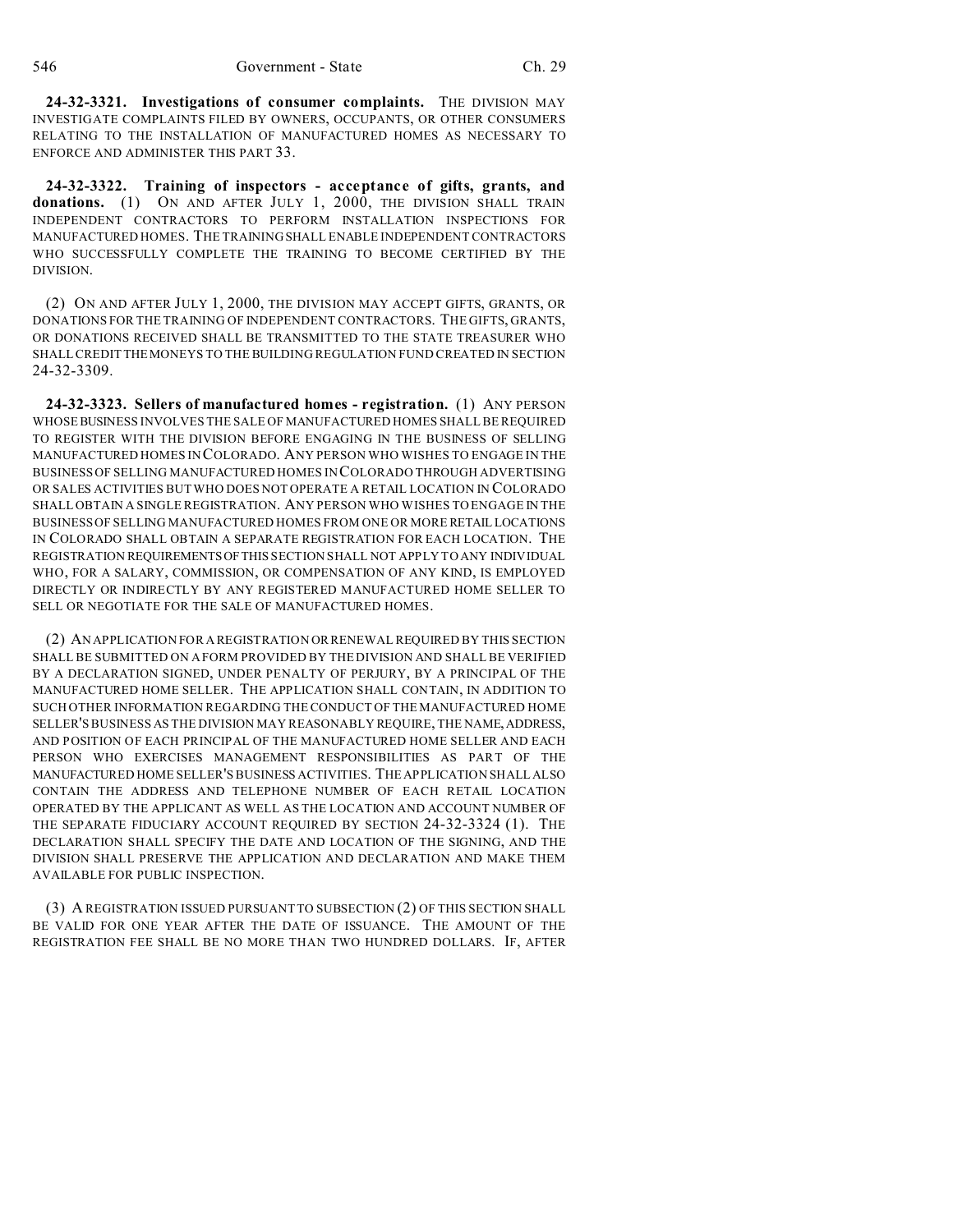**24-32-3321. Investigations of consumer complaints.** THE DIVISION MAY INVESTIGATE COMPLAINTS FILED BY OWNERS, OCCUPANTS, OR OTHER CONSUMERS RELATING TO THE INSTALLATION OF MANUFACTURED HOMES AS NECESSARY TO ENFORCE AND ADMINISTER THIS PART 33.

**24-32-3322. Training of inspectors - acceptance of gifts, grants, and donations.** (1) ON AND AFTER JULY 1, 2000, THE DIVISION SHALL TRAIN INDEPENDENT CONTRACTORS TO PERFORM INSTALLATION INSPECTIONS FOR MANUFACTURED HOMES. THE TRAINING SHALL ENABLE INDEPENDENT CONTRACTORS WHO SUCCESSFULLY COMPLETE THE TRAINING TO BECOME CERTIFIED BY THE DIVISION.

(2) ON AND AFTER JULY 1, 2000, THE DIVISION MAY ACCEPT GIFTS, GRANTS, OR DONATIONS FOR THE TRAINING OF INDEPENDENT CONTRACTORS. THE GIFTS, GRANTS, OR DONATIONS RECEIVED SHALL BE TRANSMITTED TO THE STATE TREASURER WHO SHALL CREDIT THE MONEYS TO THE BUILDING REGULATION FUND CREATED IN SECTION 24-32-3309.

**24-32-3323. Sellers of manufactured homes - registration.** (1) ANY PERSON WHOSE BUSINESS INVOLVES THE SALE OF MANUFACTURED HOMES SHALL BE REQUIRED TO REGISTER WITH THE DIVISION BEFORE ENGAGING IN THE BUSINESS OF SELLING MANUFACTURED HOMES IN COLORADO. ANY PERSON WHO WISHES TO ENGAGE IN THE BUSINESS OF SELLING MANUFACTURED HOMES IN COLORADO THROUGH ADVERTISING OR SALES ACTIVITIES BUT WHO DOES NOT OPERATE A RETAIL LOCATION IN COLORADO SHALL OBTAIN A SINGLE REGISTRATION. ANY PERSON WHO WISHES TO ENGAGE IN THE BUSINESS OF SELLING MANUFACTURED HOMES FROM ONE OR MORE RETAIL LOCATIONS IN COLORADO SHALL OBTAIN A SEPARATE REGISTRATION FOR EACH LOCATION. THE REGISTRATION REQUIREMENTS OF THIS SECTION SHALL NOT APPLY TO ANY INDIVIDUAL WHO, FOR A SALARY, COMMISSION, OR COMPENSATION OF ANY KIND, IS EMPLOYED DIRECTLY OR INDIRECTLY BY ANY REGISTERED MANUFACTURED HOME SELLER TO SELL OR NEGOTIATE FOR THE SALE OF MANUFACTURED HOMES.

(2) AN APPLICATION FOR A REGISTRATION OR RENEWAL REQUIRED BY THIS SECTION SHALL BE SUBMITTED ON A FORM PROVIDED BY THE DIVISION AND SHALL BE VERIFIED BY A DECLARATION SIGNED, UNDER PENALTY OF PERJURY, BY A PRINCIPAL OF THE MANUFACTURED HOME SELLER. THE APPLICATION SHALL CONTAIN, IN ADDITION TO SUCH OTHER INFORMATION REGARDING THE CONDUCT OF THE MANUFACTURED HOME SELLER'S BUSINESS AS THE DIVISION MAY REASONABLY REQUIRE, THE NAME, ADDRESS, AND POSITION OF EACH PRINCIPAL OF THE MANUFACTURED HOME SELLER AND EACH PERSON WHO EXERCISES MANAGEMENT RESPONSIBILITIES AS PART OF THE MANUFACTURED HOME SELLER'S BUSINESS ACTIVITIES. THE APPLICATION SHALL ALSO CONTAIN THE ADDRESS AND TELEPHONE NUMBER OF EACH RETAIL LOCATION OPERATED BY THE APPLICANT AS WELL AS THE LOCATION AND ACCOUNT NUMBER OF THE SEPARATE FIDUCIARY ACCOUNT REQUIRED BY SECTION 24-32-3324 (1). THE DECLARATION SHALL SPECIFY THE DATE AND LOCATION OF THE SIGNING, AND THE DIVISION SHALL PRESERVE THE APPLICATION AND DECLARATION AND MAKE THEM AVAILABLE FOR PUBLIC INSPECTION.

(3) A REGISTRATION ISSUED PURSUANT TO SUBSECTION (2) OF THIS SECTION SHALL BE VALID FOR ONE YEAR AFTER THE DATE OF ISSUANCE. THE AMOUNT OF THE REGISTRATION FEE SHALL BE NO MORE THAN TWO HUNDRED DOLLARS. IF, AFTER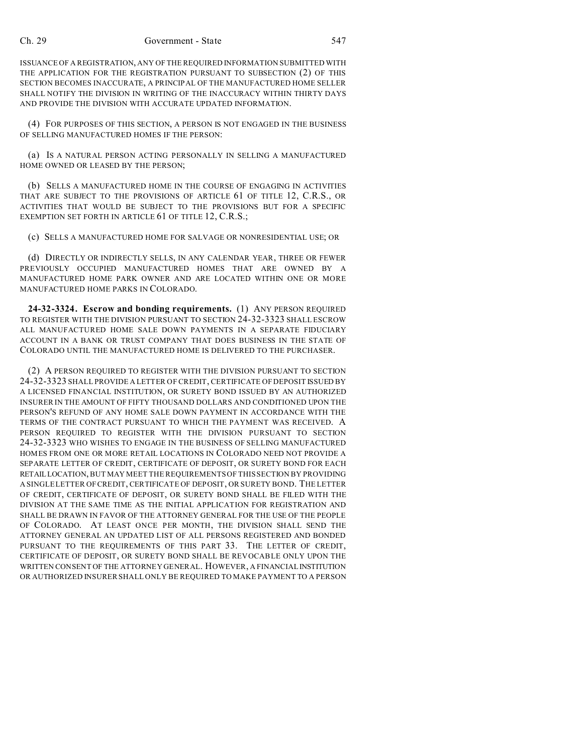ISSUANCE OF A REGISTRATION, ANY OF THE REQUIRED INFORMATION SUBMITTED WITH THE APPLICATION FOR THE REGISTRATION PURSUANT TO SUBSECTION (2) OF THIS SECTION BECOMES INACCURATE, A PRINCIPAL OF THE MANUFACTURED HOME SELLER SHALL NOTIFY THE DIVISION IN WRITING OF THE INACCURACY WITHIN THIRTY DAYS AND PROVIDE THE DIVISION WITH ACCURATE UPDATED INFORMATION.

(4) FOR PURPOSES OF THIS SECTION, A PERSON IS NOT ENGAGED IN THE BUSINESS OF SELLING MANUFACTURED HOMES IF THE PERSON:

(a) IS A NATURAL PERSON ACTING PERSONALLY IN SELLING A MANUFACTURED HOME OWNED OR LEASED BY THE PERSON;

(b) SELLS A MANUFACTURED HOME IN THE COURSE OF ENGAGING IN ACTIVITIES THAT ARE SUBJECT TO THE PROVISIONS OF ARTICLE 61 OF TITLE 12, C.R.S., OR ACTIVITIES THAT WOULD BE SUBJECT TO THE PROVISIONS BUT FOR A SPECIFIC EXEMPTION SET FORTH IN ARTICLE 61 OF TITLE 12, C.R.S.;

(c) SELLS A MANUFACTURED HOME FOR SALVAGE OR NONRESIDENTIAL USE; OR

(d) DIRECTLY OR INDIRECTLY SELLS, IN ANY CALENDAR YEAR, THREE OR FEWER PREVIOUSLY OCCUPIED MANUFACTURED HOMES THAT ARE OWNED BY A MANUFACTURED HOME PARK OWNER AND ARE LOCATED WITHIN ONE OR MORE MANUFACTURED HOME PARKS IN COLORADO.

**24-32-3324. Escrow and bonding requirements.** (1) ANY PERSON REQUIRED TO REGISTER WITH THE DIVISION PURSUANT TO SECTION 24-32-3323 SHALL ESCROW ALL MANUFACTURED HOME SALE DOWN PAYMENTS IN A SEPARATE FIDUCIARY ACCOUNT IN A BANK OR TRUST COMPANY THAT DOES BUSINESS IN THE STATE OF COLORADO UNTIL THE MANUFACTURED HOME IS DELIVERED TO THE PURCHASER.

(2) A PERSON REQUIRED TO REGISTER WITH THE DIVISION PURSUANT TO SECTION 24-32-3323 SHALL PROVIDE A LETTER OF CREDIT, CERTIFICATE OF DEPOSIT ISSUED BY A LICENSED FINANCIAL INSTITUTION, OR SURETY BOND ISSUED BY AN AUTHORIZED INSURER IN THE AMOUNT OF FIFTY THOUSAND DOLLARS AND CONDITIONED UPON THE PERSON'S REFUND OF ANY HOME SALE DOWN PAYMENT IN ACCORDANCE WITH THE TERMS OF THE CONTRACT PURSUANT TO WHICH THE PAYMENT WAS RECEIVED. A PERSON REQUIRED TO REGISTER WITH THE DIVISION PURSUANT TO SECTION 24-32-3323 WHO WISHES TO ENGAGE IN THE BUSINESS OF SELLING MANUFACTURED HOMES FROM ONE OR MORE RETAIL LOCATIONS IN COLORADO NEED NOT PROVIDE A SEPARATE LETTER OF CREDIT, CERTIFICATE OF DEPOSIT, OR SURETY BOND FOR EACH RETAIL LOCATION, BUT MAY MEET THE REQUIREMENTS OF THIS SECTION BY PROVIDING A SINGLE LETTER OF CREDIT, CERTIFICATE OF DEPOSIT, OR SURETY BOND. THE LETTER OF CREDIT, CERTIFICATE OF DEPOSIT, OR SURETY BOND SHALL BE FILED WITH THE DIVISION AT THE SAME TIME AS THE INITIAL APPLICATION FOR REGISTRATION AND SHALL BE DRAWN IN FAVOR OF THE ATTORNEY GENERAL FOR THE USE OF THE PEOPLE OF COLORADO. AT LEAST ONCE PER MONTH, THE DIVISION SHALL SEND THE ATTORNEY GENERAL AN UPDATED LIST OF ALL PERSONS REGISTERED AND BONDED PURSUANT TO THE REQUIREMENTS OF THIS PART 33. THE LETTER OF CREDIT, CERTIFICATE OF DEPOSIT, OR SURETY BOND SHALL BE REVOCABLE ONLY UPON THE WRITTEN CONSENT OF THE ATTORNEY GENERAL. HOWEVER, A FINANCIAL INSTITUTION OR AUTHORIZED INSURER SHALL ONLY BE REQUIRED TO MAKE PAYMENT TO A PERSON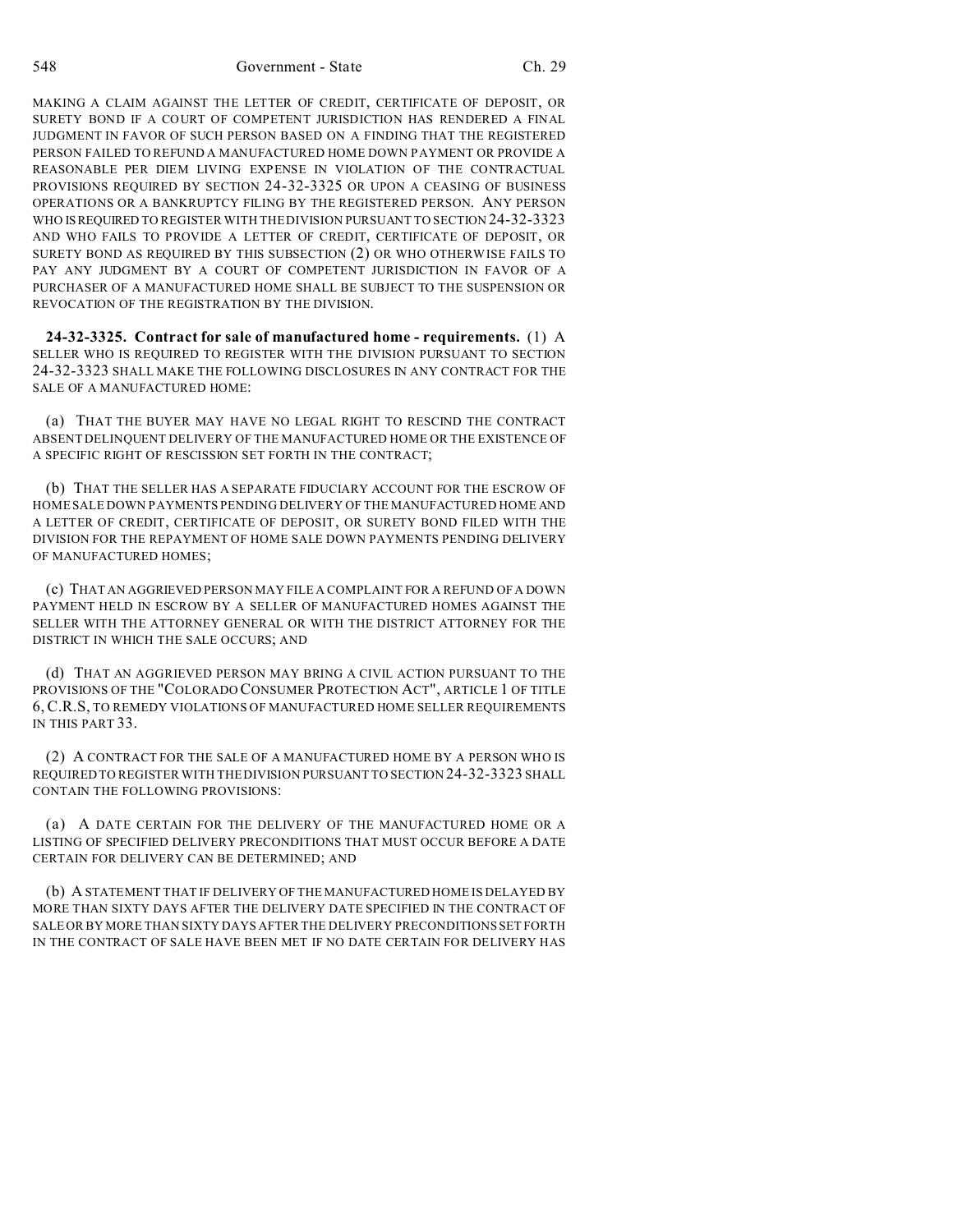MAKING A CLAIM AGAINST THE LETTER OF CREDIT, CERTIFICATE OF DEPOSIT, OR SURETY BOND IF A COURT OF COMPETENT JURISDICTION HAS RENDERED A FINAL JUDGMENT IN FAVOR OF SUCH PERSON BASED ON A FINDING THAT THE REGISTERED PERSON FAILED TO REFUND A MANUFACTURED HOME DOWN PAYMENT OR PROVIDE A REASONABLE PER DIEM LIVING EXPENSE IN VIOLATION OF THE CONTRACTUAL PROVISIONS REQUIRED BY SECTION 24-32-3325 OR UPON A CEASING OF BUSINESS OPERATIONS OR A BANKRUPTCY FILING BY THE REGISTERED PERSON. ANY PERSON WHO IS REQUIRED TO REGISTER WITH THE DIVISION PURSUANT TO SECTION 24-32-3323 AND WHO FAILS TO PROVIDE A LETTER OF CREDIT, CERTIFICATE OF DEPOSIT, OR SURETY BOND AS REQUIRED BY THIS SUBSECTION (2) OR WHO OTHERWISE FAILS TO PAY ANY JUDGMENT BY A COURT OF COMPETENT JURISDICTION IN FAVOR OF A PURCHASER OF A MANUFACTURED HOME SHALL BE SUBJECT TO THE SUSPENSION OR REVOCATION OF THE REGISTRATION BY THE DIVISION.

**24-32-3325. Contract for sale of manufactured home - requirements.** (1) A SELLER WHO IS REQUIRED TO REGISTER WITH THE DIVISION PURSUANT TO SECTION 24-32-3323 SHALL MAKE THE FOLLOWING DISCLOSURES IN ANY CONTRACT FOR THE SALE OF A MANUFACTURED HOME:

(a) THAT THE BUYER MAY HAVE NO LEGAL RIGHT TO RESCIND THE CONTRACT ABSENT DELINQUENT DELIVERY OF THE MANUFACTURED HOME OR THE EXISTENCE OF A SPECIFIC RIGHT OF RESCISSION SET FORTH IN THE CONTRACT;

(b) THAT THE SELLER HAS A SEPARATE FIDUCIARY ACCOUNT FOR THE ESCROW OF HOME SALE DOWN PAYMENTS PENDING DELIVERY OF THE MANUFACTURED HOME AND A LETTER OF CREDIT, CERTIFICATE OF DEPOSIT, OR SURETY BOND FILED WITH THE DIVISION FOR THE REPAYMENT OF HOME SALE DOWN PAYMENTS PENDING DELIVERY OF MANUFACTURED HOMES;

(c) THAT AN AGGRIEVED PERSON MAY FILE A COMPLAINT FOR A REFUND OF A DOWN PAYMENT HELD IN ESCROW BY A SELLER OF MANUFACTURED HOMES AGAINST THE SELLER WITH THE ATTORNEY GENERAL OR WITH THE DISTRICT ATTORNEY FOR THE DISTRICT IN WHICH THE SALE OCCURS; AND

(d) THAT AN AGGRIEVED PERSON MAY BRING A CIVIL ACTION PURSUANT TO THE PROVISIONS OF THE "COLORADO CONSUMER PROTECTION ACT", ARTICLE 1 OF TITLE 6, C.R.S, TO REMEDY VIOLATIONS OF MANUFACTURED HOME SELLER REQUIREMENTS IN THIS PART 33.

(2) A CONTRACT FOR THE SALE OF A MANUFACTURED HOME BY A PERSON WHO IS REQUIRED TO REGISTER WITH THE DIVISION PURSUANT TO SECTION 24-32-3323 SHALL CONTAIN THE FOLLOWING PROVISIONS:

(a) A DATE CERTAIN FOR THE DELIVERY OF THE MANUFACTURED HOME OR A LISTING OF SPECIFIED DELIVERY PRECONDITIONS THAT MUST OCCUR BEFORE A DATE CERTAIN FOR DELIVERY CAN BE DETERMINED; AND

(b) A STATEMENT THAT IF DELIVERY OF THE MANUFACTURED HOME IS DELAYED BY MORE THAN SIXTY DAYS AFTER THE DELIVERY DATE SPECIFIED IN THE CONTRACT OF SALE OR BY MORE THAN SIXTY DAYS AFTER THE DELIVERY PRECONDITIONS SET FORTH IN THE CONTRACT OF SALE HAVE BEEN MET IF NO DATE CERTAIN FOR DELIVERY HAS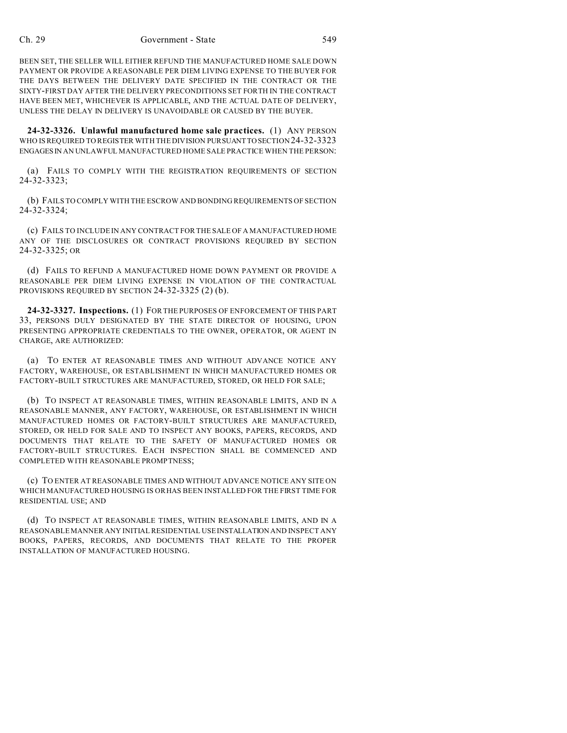BEEN SET, THE SELLER WILL EITHER REFUND THE MANUFACTURED HOME SALE DOWN PAYMENT OR PROVIDE A REASONABLE PER DIEM LIVING EXPENSE TO THE BUYER FOR THE DAYS BETWEEN THE DELIVERY DATE SPECIFIED IN THE CONTRACT OR THE SIXTY-FIRST DAY AFTER THE DELIVERY PRECONDITIONS SET FORTH IN THE CONTRACT HAVE BEEN MET, WHICHEVER IS APPLICABLE, AND THE ACTUAL DATE OF DELIVERY, UNLESS THE DELAY IN DELIVERY IS UNAVOIDABLE OR CAUSED BY THE BUYER.

**24-32-3326. Unlawful manufactured home sale practices.** (1) ANY PERSON WHO IS REQUIRED TO REGISTER WITH THE DIVISION PURSUANT TO SECTION 24-32-3323 ENGAGES IN AN UNLAWFUL MANUFACTURED HOME SALE PRACTICE WHEN THE PERSON:

(a) FAILS TO COMPLY WITH THE REGISTRATION REQUIREMENTS OF SECTION 24-32-3323;

(b) FAILS TO COMPLY WITH THE ESCROW AND BONDING REQUIREMENTS OF SECTION 24-32-3324;

(c) FAILS TO INCLUDE IN ANY CONTRACT FOR THE SALE OF A MANUFACTURED HOME ANY OF THE DISCLOSURES OR CONTRACT PROVISIONS REQUIRED BY SECTION 24-32-3325; OR

(d) FAILS TO REFUND A MANUFACTURED HOME DOWN PAYMENT OR PROVIDE A REASONABLE PER DIEM LIVING EXPENSE IN VIOLATION OF THE CONTRACTUAL PROVISIONS REQUIRED BY SECTION 24-32-3325 (2) (b).

**24-32-3327. Inspections.** (1) FOR THE PURPOSES OF ENFORCEMENT OF THIS PART 33, PERSONS DULY DESIGNATED BY THE STATE DIRECTOR OF HOUSING, UPON PRESENTING APPROPRIATE CREDENTIALS TO THE OWNER, OPERATOR, OR AGENT IN CHARGE, ARE AUTHORIZED:

(a) TO ENTER AT REASONABLE TIMES AND WITHOUT ADVANCE NOTICE ANY FACTORY, WAREHOUSE, OR ESTABLISHMENT IN WHICH MANUFACTURED HOMES OR FACTORY-BUILT STRUCTURES ARE MANUFACTURED, STORED, OR HELD FOR SALE;

(b) TO INSPECT AT REASONABLE TIMES, WITHIN REASONABLE LIMITS, AND IN A REASONABLE MANNER, ANY FACTORY, WAREHOUSE, OR ESTABLISHMENT IN WHICH MANUFACTURED HOMES OR FACTORY-BUILT STRUCTURES ARE MANUFACTURED, STORED, OR HELD FOR SALE AND TO INSPECT ANY BOOKS, PAPERS, RECORDS, AND DOCUMENTS THAT RELATE TO THE SAFETY OF MANUFACTURED HOMES OR FACTORY-BUILT STRUCTURES. EACH INSPECTION SHALL BE COMMENCED AND COMPLETED WITH REASONABLE PROMPTNESS;

(c) TO ENTER AT REASONABLE TIMES AND WITHOUT ADVANCE NOTICE ANY SITE ON WHICH MANUFACTURED HOUSING IS OR HAS BEEN INSTALLED FOR THE FIRST TIME FOR RESIDENTIAL USE; AND

(d) TO INSPECT AT REASONABLE TIMES, WITHIN REASONABLE LIMITS, AND IN A REASONABLE MANNER ANY INITIAL RESIDENTIAL USE INSTALLATION AND INSPECT ANY BOOKS, PAPERS, RECORDS, AND DOCUMENTS THAT RELATE TO THE PROPER INSTALLATION OF MANUFACTURED HOUSING.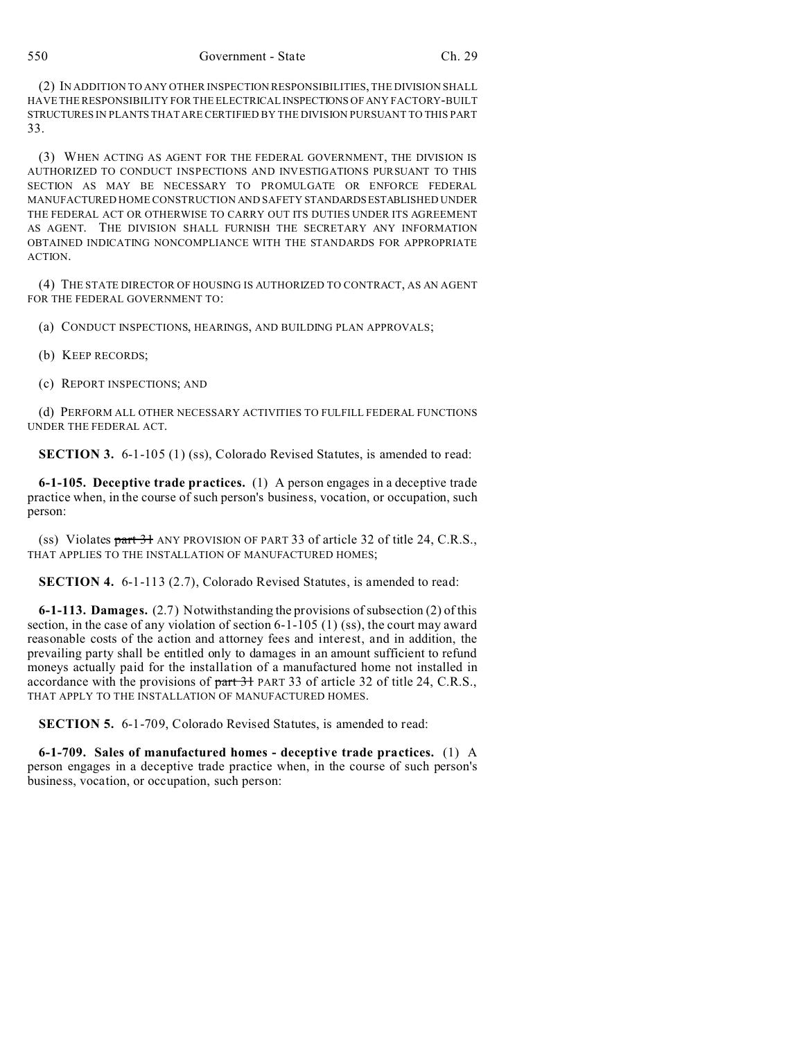(2) IN ADDITION TO ANY OTHER INSPECTION RESPONSIBILITIES, THE DIVISION SHALL HAVE THE RESPONSIBILITY FOR THE ELECTRICAL INSPECTIONS OF ANY FACTORY-BUILT STRUCTURES IN PLANTS THAT ARE CERTIFIED BY THE DIVISION PURSUANT TO THIS PART 33.

(3) WHEN ACTING AS AGENT FOR THE FEDERAL GOVERNMENT, THE DIVISION IS AUTHORIZED TO CONDUCT INSPECTIONS AND INVESTIGATIONS PURSUANT TO THIS SECTION AS MAY BE NECESSARY TO PROMULGATE OR ENFORCE FEDERAL MANUFACTURED HOME CONSTRUCTION AND SAFETY STANDARDS ESTABLISHED UNDER THE FEDERAL ACT OR OTHERWISE TO CARRY OUT ITS DUTIES UNDER ITS AGREEMENT AS AGENT. THE DIVISION SHALL FURNISH THE SECRETARY ANY INFORMATION OBTAINED INDICATING NONCOMPLIANCE WITH THE STANDARDS FOR APPROPRIATE ACTION.

(4) THE STATE DIRECTOR OF HOUSING IS AUTHORIZED TO CONTRACT, AS AN AGENT FOR THE FEDERAL GOVERNMENT TO:

(a) CONDUCT INSPECTIONS, HEARINGS, AND BUILDING PLAN APPROVALS;

(b) KEEP RECORDS;

(c) REPORT INSPECTIONS; AND

(d) PERFORM ALL OTHER NECESSARY ACTIVITIES TO FULFILL FEDERAL FUNCTIONS UNDER THE FEDERAL ACT.

**SECTION 3.** 6-1-105 (1) (ss), Colorado Revised Statutes, is amended to read:

**6-1-105. Deceptive trade practices.** (1) A person engages in a deceptive trade practice when, in the course of such person's business, vocation, or occupation, such person:

(ss) Violates ~~part 31~~ ANY PROVISION OF PART 33 of article 32 of title 24, C.R.S., THAT APPLIES TO THE INSTALLATION OF MANUFACTURED HOMES;

**SECTION 4.** 6-1-113 (2.7), Colorado Revised Statutes, is amended to read:

**6-1-113. Damages.** (2.7) Notwithstanding the provisions of subsection (2) of this section, in the case of any violation of section 6-1-105 (1) (ss), the court may award reasonable costs of the action and attorney fees and interest, and in addition, the prevailing party shall be entitled only to damages in an amount sufficient to refund moneys actually paid for the installation of a manufactured home not installed in accordance with the provisions of ~~part 31~~ PART 33 of article 32 of title 24, C.R.S., THAT APPLY TO THE INSTALLATION OF MANUFACTURED HOMES.

**SECTION 5.** 6-1-709, Colorado Revised Statutes, is amended to read:

**6-1-709. Sales of manufactured homes - deceptive trade practices.** (1) A person engages in a deceptive trade practice when, in the course of such person's business, vocation, or occupation, such person: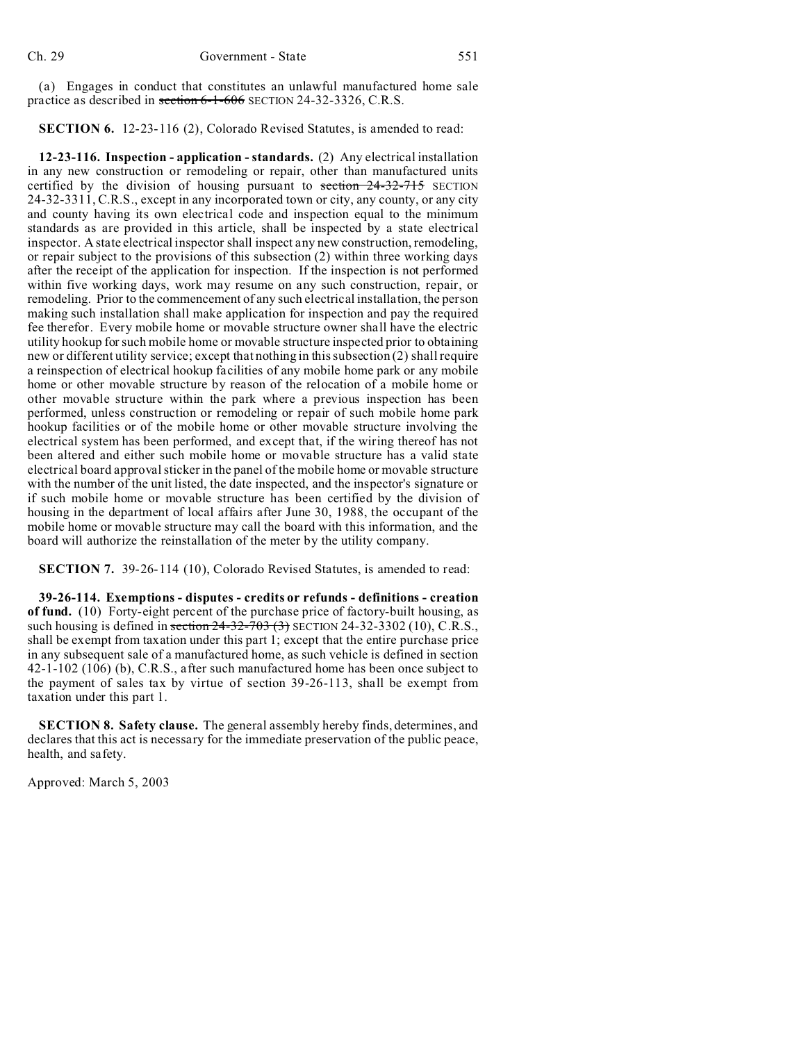(a) Engages in conduct that constitutes an unlawful manufactured home sale practice as described in ~~section 6-1-606~~ SECTION 24-32-3326, C.R.S.

**SECTION 6.** 12-23-116 (2), Colorado Revised Statutes, is amended to read:

**12-23-116. Inspection - application - standards.** (2) Any electrical installation in any new construction or remodeling or repair, other than manufactured units certified by the division of housing pursuant to ~~section 24-32-715~~ SECTION 24-32-3311, C.R.S., except in any incorporated town or city, any county, or any city and county having its own electrical code and inspection equal to the minimum standards as are provided in this article, shall be inspected by a state electrical inspector. A state electrical inspector shall inspect any new construction, remodeling, or repair subject to the provisions of this subsection (2) within three working days after the receipt of the application for inspection. If the inspection is not performed within five working days, work may resume on any such construction, repair, or remodeling. Prior to the commencement of any such electrical installation, the person making such installation shall make application for inspection and pay the required fee therefor. Every mobile home or movable structure owner shall have the electric utility hookup for such mobile home or movable structure inspected prior to obtaining new or different utility service; except that nothing in this subsection (2) shall require a reinspection of electrical hookup facilities of any mobile home park or any mobile home or other movable structure by reason of the relocation of a mobile home or other movable structure within the park where a previous inspection has been performed, unless construction or remodeling or repair of such mobile home park hookup facilities or of the mobile home or other movable structure involving the electrical system has been performed, and except that, if the wiring thereof has not been altered and either such mobile home or movable structure has a valid state electrical board approval sticker in the panel of the mobile home or movable structure with the number of the unit listed, the date inspected, and the inspector's signature or if such mobile home or movable structure has been certified by the division of housing in the department of local affairs after June 30, 1988, the occupant of the mobile home or movable structure may call the board with this information, and the board will authorize the reinstallation of the meter by the utility company.

**SECTION 7.** 39-26-114 (10), Colorado Revised Statutes, is amended to read:

**39-26-114. Exemptions - disputes - credits or refunds - definitions - creation of fund.** (10) Forty-eight percent of the purchase price of factory-built housing, as such housing is defined in ~~section 24-32-703 (3)~~ SECTION 24-32-3302 (10), C.R.S., shall be exempt from taxation under this part 1; except that the entire purchase price in any subsequent sale of a manufactured home, as such vehicle is defined in section 42-1-102 (106) (b), C.R.S., after such manufactured home has been once subject to the payment of sales tax by virtue of section 39-26-113, shall be exempt from taxation under this part 1.

**SECTION 8. Safety clause.** The general assembly hereby finds, determines, and declares that this act is necessary for the immediate preservation of the public peace, health, and safety.

Approved: March 5, 2003